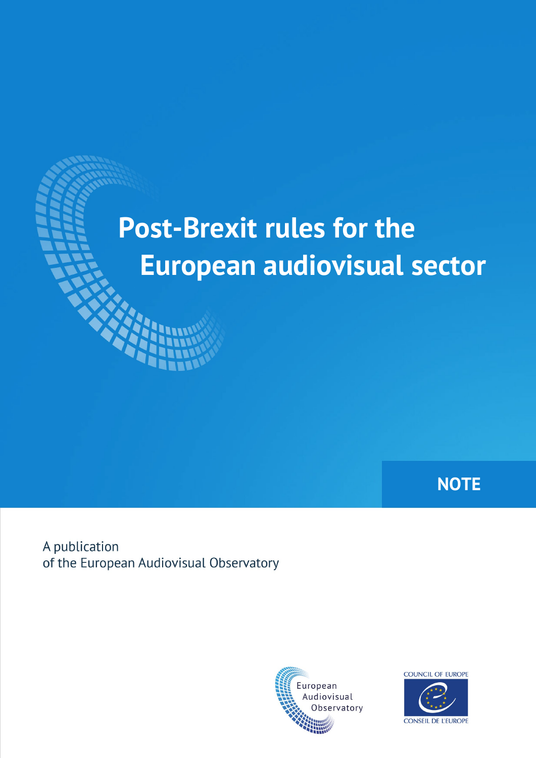# Post-Brexit rules for the European audiovisual sector

**NOTE**

A publication
of the European Audiovisual Observatory

European Audiovisual Observatory

COUNCIL OF EUROPE

CONSEIL DE L'EUROPE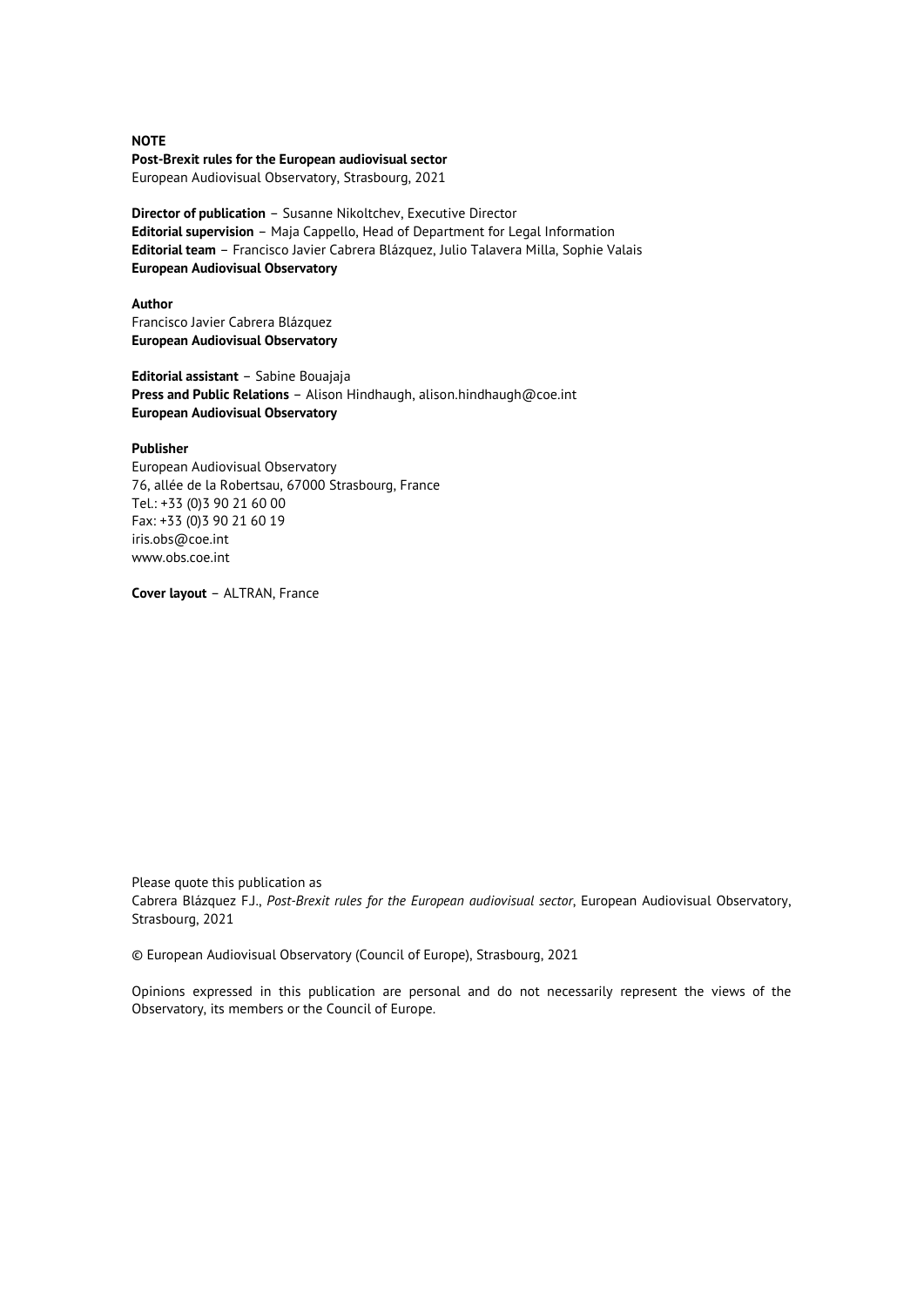**NOTE**

**Post-Brexit rules for the European audiovisual sector**
European Audiovisual Observatory, Strasbourg, 2021

**Director of publication** – Susanne Nikoltchev, Executive Director
**Editorial supervision** – Maja Cappello, Head of Department for Legal Information
**Editorial team** – Francisco Javier Cabrera Blázquez, Julio Talavera Milla, Sophie Valais
**European Audiovisual Observatory**

**Author**
Francisco Javier Cabrera Blázquez
**European Audiovisual Observatory**

**Editorial assistant** – Sabine Bouajaja
**Press and Public Relations** – Alison Hindhaugh, alison.hindhaugh@coe.int
**European Audiovisual Observatory**

**Publisher**
European Audiovisual Observatory
76, allée de la Robertsau, 67000 Strasbourg, France
Tel.: +33 (0)3 90 21 60 00
Fax: +33 (0)3 90 21 60 19
iris.obs@coe.int
www.obs.coe.int

**Cover layout** – ALTRAN, France

Please quote this publication as
Cabrera Blázquez F.J., *Post-Brexit rules for the European audiovisual sector*, European Audiovisual Observatory, Strasbourg, 2021

© European Audiovisual Observatory (Council of Europe), Strasbourg, 2021

Opinions expressed in this publication are personal and do not necessarily represent the views of the Observatory, its members or the Council of Europe.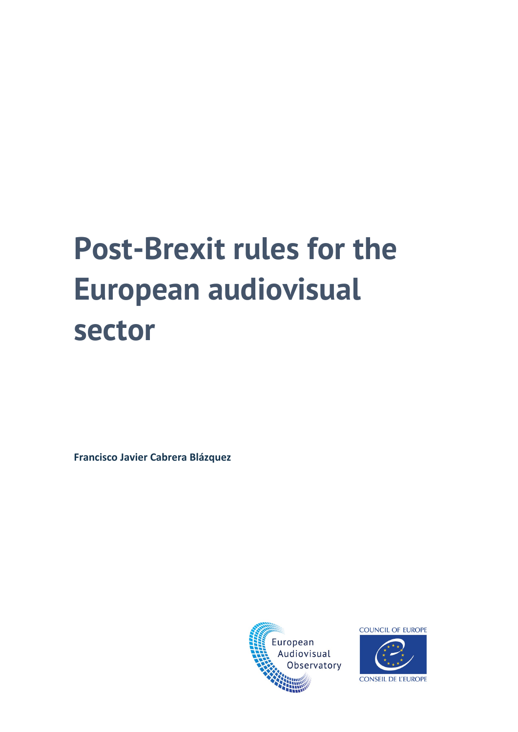# Post-Brexit rules for the European audiovisual sector

**Francisco Javier Cabrera Blázquez**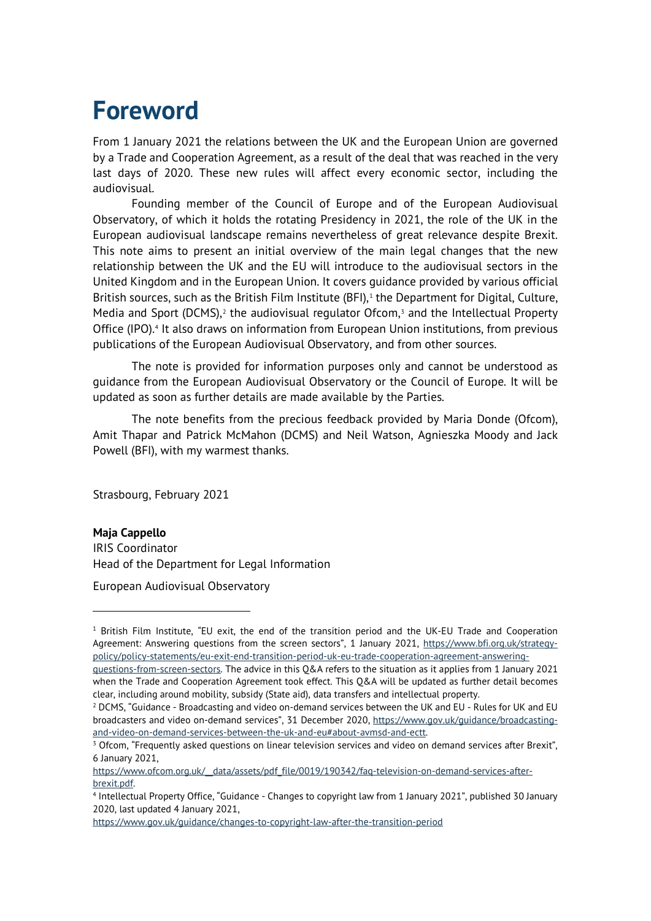# Foreword

From 1 January 2021 the relations between the UK and the European Union are governed by a Trade and Cooperation Agreement, as a result of the deal that was reached in the very last days of 2020. These new rules will affect every economic sector, including the audiovisual.

Founding member of the Council of Europe and of the European Audiovisual Observatory, of which it holds the rotating Presidency in 2021, the role of the UK in the European audiovisual landscape remains nevertheless of great relevance despite Brexit. This note aims to present an initial overview of the main legal changes that the new relationship between the UK and the EU will introduce to the audiovisual sectors in the United Kingdom and in the European Union. It covers guidance provided by various official British sources, such as the British Film Institute (BFI),[1] the Department for Digital, Culture, Media and Sport (DCMS),[2] the audiovisual regulator Ofcom,[3] and the Intellectual Property Office (IPO).[4] It also draws on information from European Union institutions, from previous publications of the European Audiovisual Observatory, and from other sources.

The note is provided for information purposes only and cannot be understood as guidance from the European Audiovisual Observatory or the Council of Europe. It will be updated as soon as further details are made available by the Parties.

The note benefits from the precious feedback provided by Maria Donde (Ofcom), Amit Thapar and Patrick McMahon (DCMS) and Neil Watson, Agnieszka Moody and Jack Powell (BFI), with my warmest thanks.

Strasbourg, February 2021

**Maja Cappello**
IRIS Coordinator
Head of the Department for Legal Information

European Audiovisual Observatory

---

[1] British Film Institute, "EU exit, the end of the transition period and the UK-EU Trade and Cooperation Agreement: Answering questions from the screen sectors", 1 January 2021, https://www.bfi.org.uk/strategy-policy/policy-statements/eu-exit-end-transition-period-uk-eu-trade-cooperation-agreement-answering-questions-from-screen-sectors. The advice in this Q&A refers to the situation as it applies from 1 January 2021 when the Trade and Cooperation Agreement took effect. This Q&A will be updated as further detail becomes clear, including around mobility, subsidy (State aid), data transfers and intellectual property.

[2] DCMS, "Guidance - Broadcasting and video on-demand services between the UK and EU - Rules for UK and EU broadcasters and video on-demand services", 31 December 2020, https://www.gov.uk/guidance/broadcasting-and-video-on-demand-services-between-the-uk-and-eu#about-avmsd-and-ectt.

[3] Ofcom, "Frequently asked questions on linear television services and video on demand services after Brexit", 6 January 2021, https://www.ofcom.org.uk/__data/assets/pdf_file/0019/190342/faq-television-on-demand-services-after-brexit.pdf.

[4] Intellectual Property Office, "Guidance - Changes to copyright law from 1 January 2021", published 30 January 2020, last updated 4 January 2021, https://www.gov.uk/guidance/changes-to-copyright-law-after-the-transition-period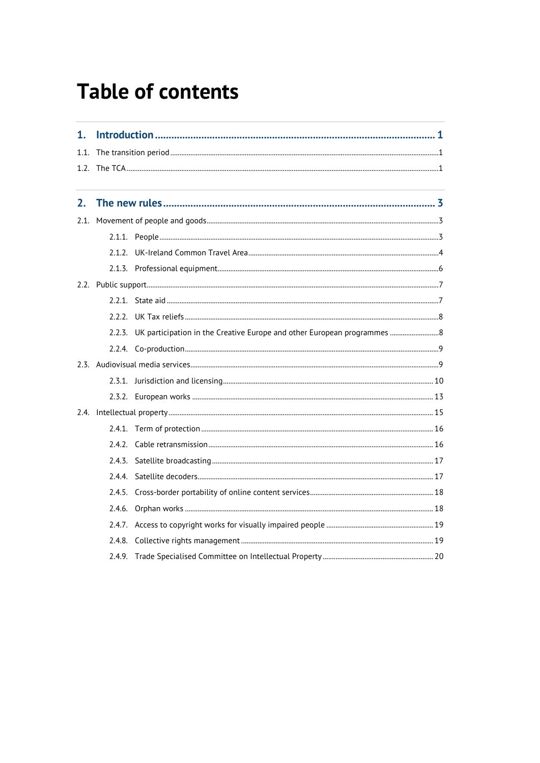# Table of contents

**1. Introduction ..... 1**

1.1. The transition period ..... 1

1.2. The TCA ..... 1

**2. The new rules ..... 3**

2.1. Movement of people and goods ..... 3

- 2.1.1. People ..... 3
- 2.1.2. UK-Ireland Common Travel Area ..... 4
- 2.1.3. Professional equipment ..... 6

2.2. Public support ..... 7

- 2.2.1. State aid ..... 7
- 2.2.2. UK Tax reliefs ..... 8
- 2.2.3. UK participation in the Creative Europe and other European programmes ..... 8
- 2.2.4. Co-production ..... 9

2.3. Audiovisual media services ..... 9

- 2.3.1. Jurisdiction and licensing ..... 10
- 2.3.2. European works ..... 13

2.4. Intellectual property ..... 15

- 2.4.1. Term of protection ..... 16
- 2.4.2. Cable retransmission ..... 16
- 2.4.3. Satellite broadcasting ..... 17
- 2.4.4. Satellite decoders ..... 17
- 2.4.5. Cross-border portability of online content services ..... 18
- 2.4.6. Orphan works ..... 18
- 2.4.7. Access to copyright works for visually impaired people ..... 19
- 2.4.8. Collective rights management ..... 19
- 2.4.9. Trade Specialised Committee on Intellectual Property ..... 20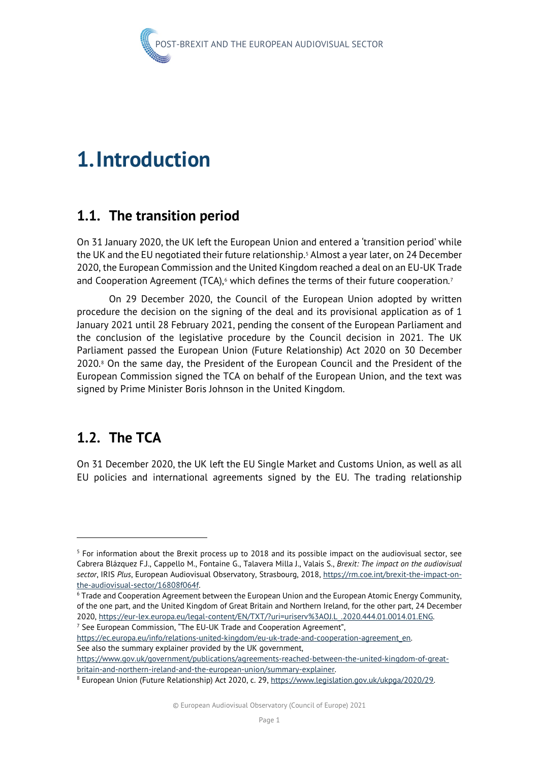# 1. Introduction

## 1.1. The transition period

On 31 January 2020, the UK left the European Union and entered a 'transition period' while the UK and the EU negotiated their future relationship.[5] Almost a year later, on 24 December 2020, the European Commission and the United Kingdom reached a deal on an EU-UK Trade and Cooperation Agreement (TCA),[6] which defines the terms of their future cooperation.[7]

On 29 December 2020, the Council of the European Union adopted by written procedure the decision on the signing of the deal and its provisional application as of 1 January 2021 until 28 February 2021, pending the consent of the European Parliament and the conclusion of the legislative procedure by the Council decision in 2021. The UK Parliament passed the European Union (Future Relationship) Act 2020 on 30 December 2020.[8] On the same day, the President of the European Council and the President of the European Commission signed the TCA on behalf of the European Union, and the text was signed by Prime Minister Boris Johnson in the United Kingdom.

## 1.2. The TCA

On 31 December 2020, the UK left the EU Single Market and Customs Union, as well as all EU policies and international agreements signed by the EU. The trading relationship

---

[5] For information about the Brexit process up to 2018 and its possible impact on the audiovisual sector, see Cabrera Blázquez F.J., Cappello M., Fontaine G., Talavera Milla J., Valais S., *Brexit: The impact on the audiovisual sector*, IRIS *Plus*, European Audiovisual Observatory, Strasbourg, 2018, https://rm.coe.int/brexit-the-impact-on-the-audiovisual-sector/16808f064f.

[6] Trade and Cooperation Agreement between the European Union and the European Atomic Energy Community, of the one part, and the United Kingdom of Great Britain and Northern Ireland, for the other part, 24 December 2020, https://eur-lex.europa.eu/legal-content/EN/TXT/?uri=uriserv%3AOJ.L_.2020.444.01.0014.01.ENG.

[7] See European Commission, "The EU-UK Trade and Cooperation Agreement", https://ec.europa.eu/info/relations-united-kingdom/eu-uk-trade-and-cooperation-agreement_en.
See also the summary explainer provided by the UK government, https://www.gov.uk/government/publications/agreements-reached-between-the-united-kingdom-of-great-britain-and-northern-ireland-and-the-european-union/summary-explainer.

[8] European Union (Future Relationship) Act 2020, c. 29, https://www.legislation.gov.uk/ukpga/2020/29.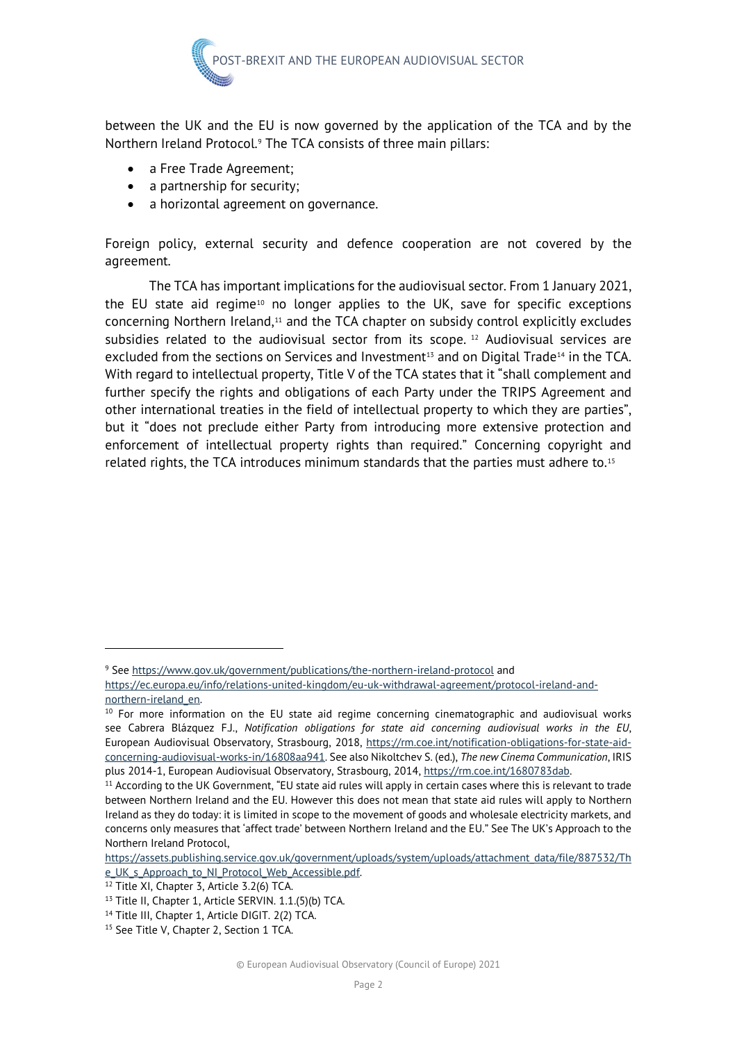between the UK and the EU is now governed by the application of the TCA and by the Northern Ireland Protocol.[9] The TCA consists of three main pillars:

- a Free Trade Agreement;
- a partnership for security;
- a horizontal agreement on governance.

Foreign policy, external security and defence cooperation are not covered by the agreement.

The TCA has important implications for the audiovisual sector. From 1 January 2021, the EU state aid regime[10] no longer applies to the UK, save for specific exceptions concerning Northern Ireland,[11] and the TCA chapter on subsidy control explicitly excludes subsidies related to the audiovisual sector from its scope. [12] Audiovisual services are excluded from the sections on Services and Investment[13] and on Digital Trade[14] in the TCA. With regard to intellectual property, Title V of the TCA states that it "shall complement and further specify the rights and obligations of each Party under the TRIPS Agreement and other international treaties in the field of intellectual property to which they are parties", but it "does not preclude either Party from introducing more extensive protection and enforcement of intellectual property rights than required." Concerning copyright and related rights, the TCA introduces minimum standards that the parties must adhere to.[15]

---

[9] See https://www.gov.uk/government/publications/the-northern-ireland-protocol and https://ec.europa.eu/info/relations-united-kingdom/eu-uk-withdrawal-agreement/protocol-ireland-and-northern-ireland_en.

[10] For more information on the EU state aid regime concerning cinematographic and audiovisual works see Cabrera Blázquez F.J., *Notification obligations for state aid concerning audiovisual works in the EU*, European Audiovisual Observatory, Strasbourg, 2018, https://rm.coe.int/notification-obligations-for-state-aid-concerning-audiovisual-works-in/16808aa941. See also Nikoltchev S. (ed.), *The new Cinema Communication*, IRIS plus 2014-1, European Audiovisual Observatory, Strasbourg, 2014, https://rm.coe.int/1680783dab.

[11] According to the UK Government, "EU state aid rules will apply in certain cases where this is relevant to trade between Northern Ireland and the EU. However this does not mean that state aid rules will apply to Northern Ireland as they do today: it is limited in scope to the movement of goods and wholesale electricity markets, and concerns only measures that 'affect trade' between Northern Ireland and the EU." See The UK's Approach to the Northern Ireland Protocol, https://assets.publishing.service.gov.uk/government/uploads/system/uploads/attachment_data/file/887532/The_UK_s_Approach_to_NI_Protocol_Web_Accessible.pdf.

[12] Title XI, Chapter 3, Article 3.2(6) TCA.

[13] Title II, Chapter 1, Article SERVIN. 1.1.(5)(b) TCA.

[14] Title III, Chapter 1, Article DIGIT. 2(2) TCA.

[15] See Title V, Chapter 2, Section 1 TCA.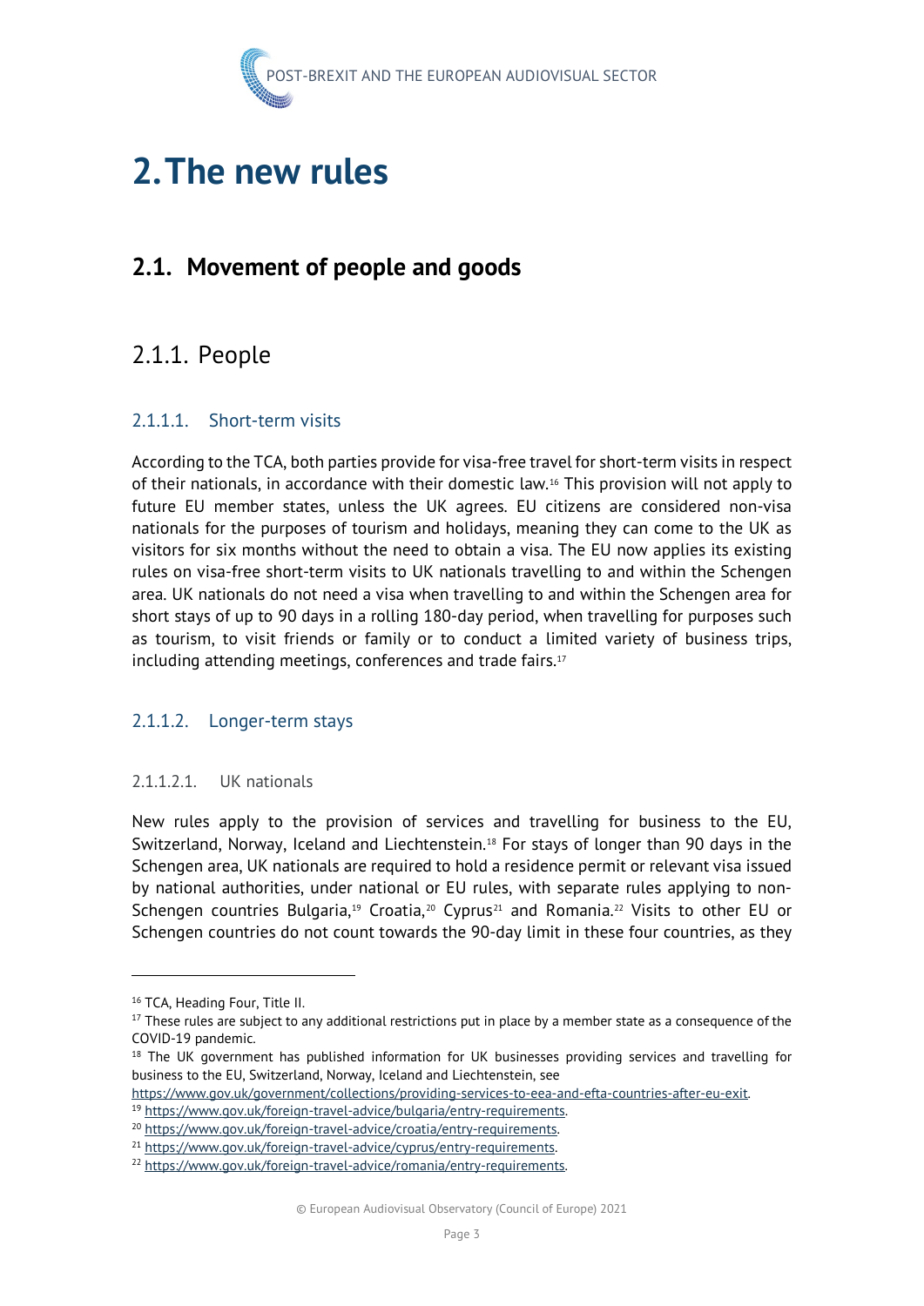# 2. The new rules

## 2.1. Movement of people and goods

### 2.1.1. People

#### 2.1.1.1. Short-term visits

According to the TCA, both parties provide for visa-free travel for short-term visits in respect of their nationals, in accordance with their domestic law.[16] This provision will not apply to future EU member states, unless the UK agrees. EU citizens are considered non-visa nationals for the purposes of tourism and holidays, meaning they can come to the UK as visitors for six months without the need to obtain a visa. The EU now applies its existing rules on visa-free short-term visits to UK nationals travelling to and within the Schengen area. UK nationals do not need a visa when travelling to and within the Schengen area for short stays of up to 90 days in a rolling 180-day period, when travelling for purposes such as tourism, to visit friends or family or to conduct a limited variety of business trips, including attending meetings, conferences and trade fairs.[17]

#### 2.1.1.2. Longer-term stays

##### 2.1.1.2.1. UK nationals

New rules apply to the provision of services and travelling for business to the EU, Switzerland, Norway, Iceland and Liechtenstein.[18] For stays of longer than 90 days in the Schengen area, UK nationals are required to hold a residence permit or relevant visa issued by national authorities, under national or EU rules, with separate rules applying to non-Schengen countries Bulgaria,[19] Croatia,[20] Cyprus[21] and Romania.[22] Visits to other EU or Schengen countries do not count towards the 90-day limit in these four countries, as they

---

[16] TCA, Heading Four, Title II.

[17] These rules are subject to any additional restrictions put in place by a member state as a consequence of the COVID-19 pandemic.

[18] The UK government has published information for UK businesses providing services and travelling for business to the EU, Switzerland, Norway, Iceland and Liechtenstein, see https://www.gov.uk/government/collections/providing-services-to-eea-and-efta-countries-after-eu-exit.

[19] https://www.gov.uk/foreign-travel-advice/bulgaria/entry-requirements.

[20] https://www.gov.uk/foreign-travel-advice/croatia/entry-requirements.

[21] https://www.gov.uk/foreign-travel-advice/cyprus/entry-requirements.

[22] https://www.gov.uk/foreign-travel-advice/romania/entry-requirements.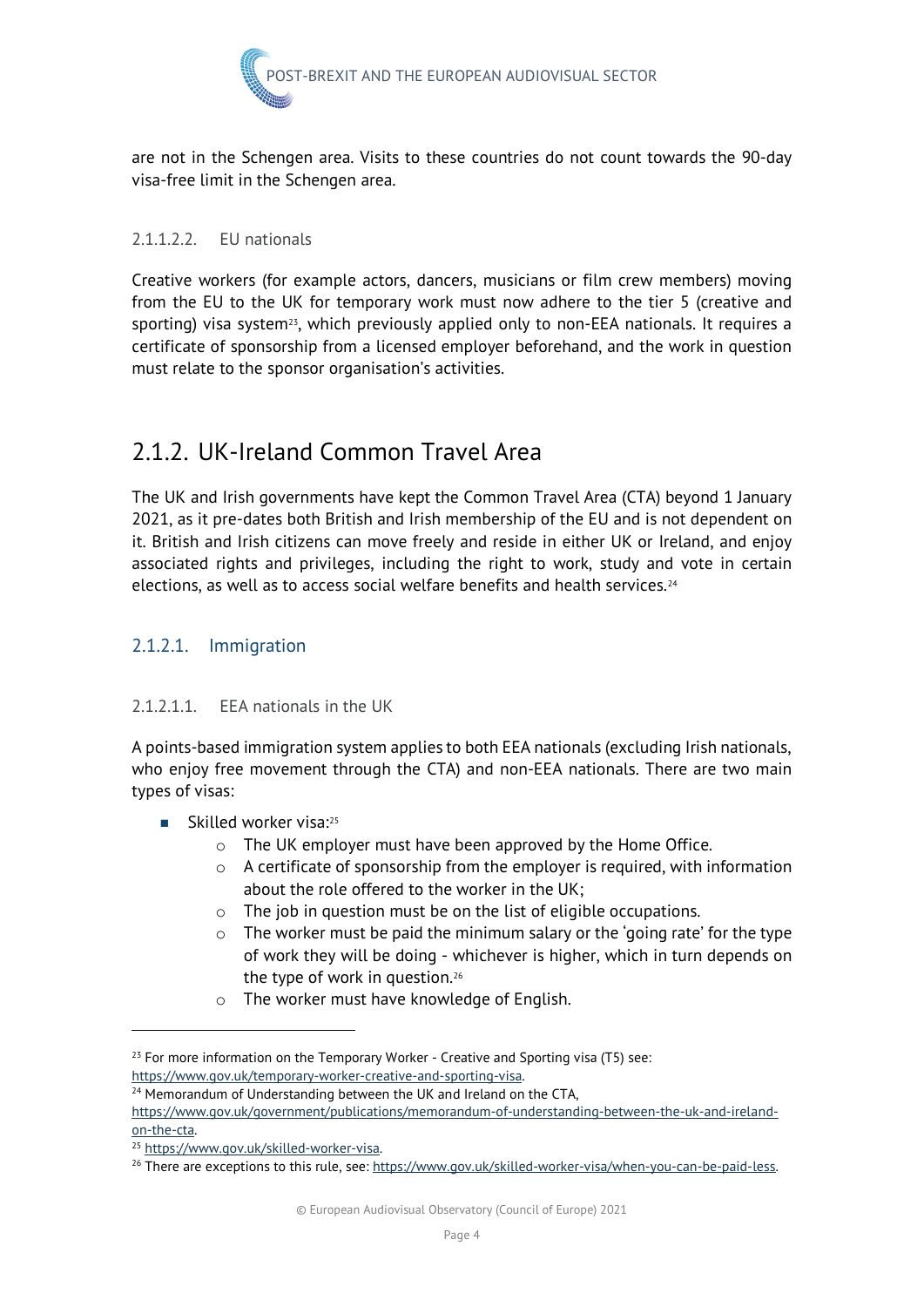are not in the Schengen area. Visits to these countries do not count towards the 90-day visa-free limit in the Schengen area.

#### 2.1.1.2.2. EU nationals

Creative workers (for example actors, dancers, musicians or film crew members) moving from the EU to the UK for temporary work must now adhere to the tier 5 (creative and sporting) visa system[23], which previously applied only to non-EEA nationals. It requires a certificate of sponsorship from a licensed employer beforehand, and the work in question must relate to the sponsor organisation's activities.

## 2.1.2. UK-Ireland Common Travel Area

The UK and Irish governments have kept the Common Travel Area (CTA) beyond 1 January 2021, as it pre-dates both British and Irish membership of the EU and is not dependent on it. British and Irish citizens can move freely and reside in either UK or Ireland, and enjoy associated rights and privileges, including the right to work, study and vote in certain elections, as well as to access social welfare benefits and health services.[24]

### 2.1.2.1. Immigration

#### 2.1.2.1.1. EEA nationals in the UK

A points-based immigration system applies to both EEA nationals (excluding Irish nationals, who enjoy free movement through the CTA) and non-EEA nationals. There are two main types of visas:

- Skilled worker visa:[25]
  - The UK employer must have been approved by the Home Office.
  - A certificate of sponsorship from the employer is required, with information about the role offered to the worker in the UK;
  - The job in question must be on the list of eligible occupations.
  - The worker must be paid the minimum salary or the 'going rate' for the type of work they will be doing - whichever is higher, which in turn depends on the type of work in question.[26]
  - The worker must have knowledge of English.

---

[23] For more information on the Temporary Worker - Creative and Sporting visa (T5) see: https://www.gov.uk/temporary-worker-creative-and-sporting-visa.

[24] Memorandum of Understanding between the UK and Ireland on the CTA, https://www.gov.uk/government/publications/memorandum-of-understanding-between-the-uk-and-ireland-on-the-cta.

[25] https://www.gov.uk/skilled-worker-visa.

[26] There are exceptions to this rule, see: https://www.gov.uk/skilled-worker-visa/when-you-can-be-paid-less.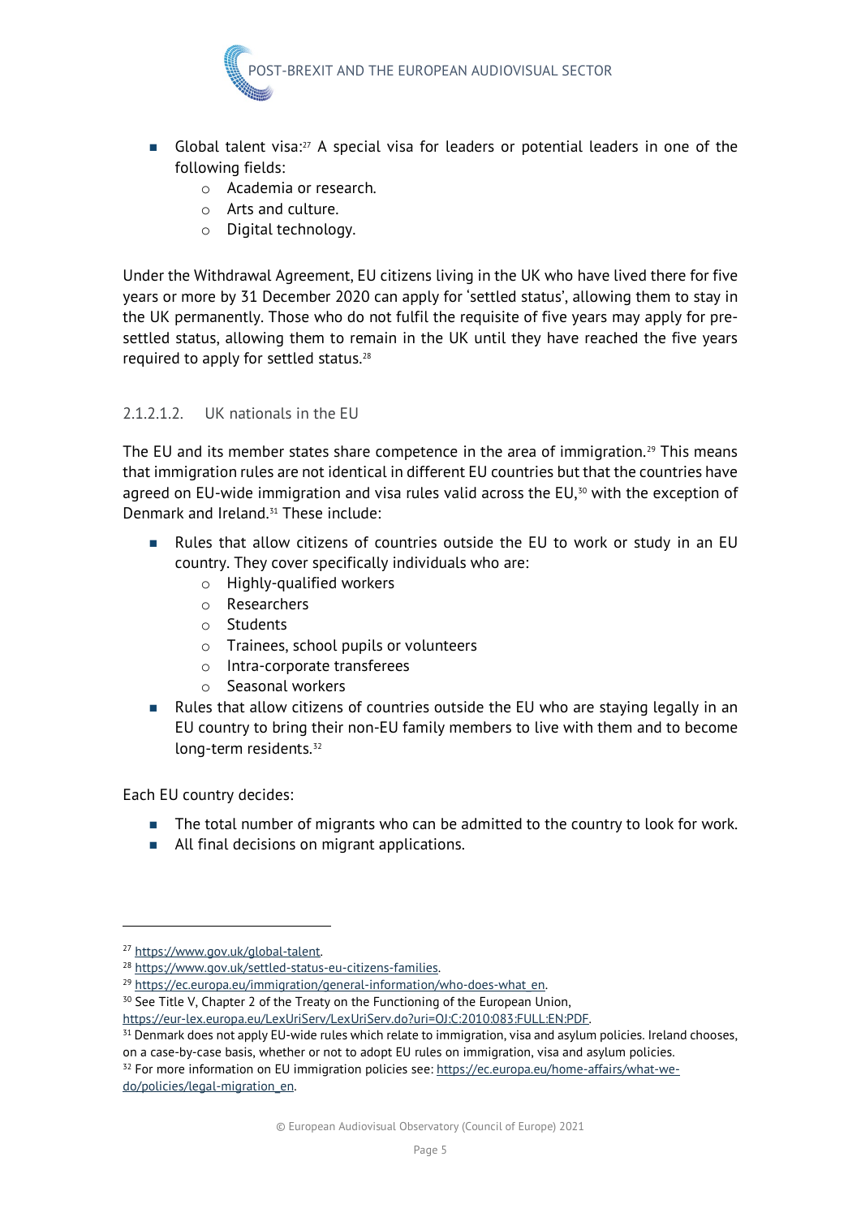- Global talent visa:[27] A special visa for leaders or potential leaders in one of the following fields:
  - Academia or research.
  - Arts and culture.
  - Digital technology.

Under the Withdrawal Agreement, EU citizens living in the UK who have lived there for five years or more by 31 December 2020 can apply for 'settled status', allowing them to stay in the UK permanently. Those who do not fulfil the requisite of five years may apply for pre-settled status, allowing them to remain in the UK until they have reached the five years required to apply for settled status.[28]

#### 2.1.2.1.2. UK nationals in the EU

The EU and its member states share competence in the area of immigration.[29] This means that immigration rules are not identical in different EU countries but that the countries have agreed on EU-wide immigration and visa rules valid across the EU,[30] with the exception of Denmark and Ireland.[31] These include:

- Rules that allow citizens of countries outside the EU to work or study in an EU country. They cover specifically individuals who are:
  - Highly-qualified workers
  - Researchers
  - Students
  - Trainees, school pupils or volunteers
  - Intra-corporate transferees
  - Seasonal workers
- Rules that allow citizens of countries outside the EU who are staying legally in an EU country to bring their non-EU family members to live with them and to become long-term residents.[32]

Each EU country decides:

- The total number of migrants who can be admitted to the country to look for work.
- All final decisions on migrant applications.

---

[27] https://www.gov.uk/global-talent.

[28] https://www.gov.uk/settled-status-eu-citizens-families.

[29] https://ec.europa.eu/immigration/general-information/who-does-what_en.

[30] See Title V, Chapter 2 of the Treaty on the Functioning of the European Union, https://eur-lex.europa.eu/LexUriServ/LexUriServ.do?uri=OJ:C:2010:083:FULL:EN:PDF.

[31] Denmark does not apply EU-wide rules which relate to immigration, visa and asylum policies. Ireland chooses, on a case-by-case basis, whether or not to adopt EU rules on immigration, visa and asylum policies.

[32] For more information on EU immigration policies see: https://ec.europa.eu/home-affairs/what-we-do/policies/legal-migration_en.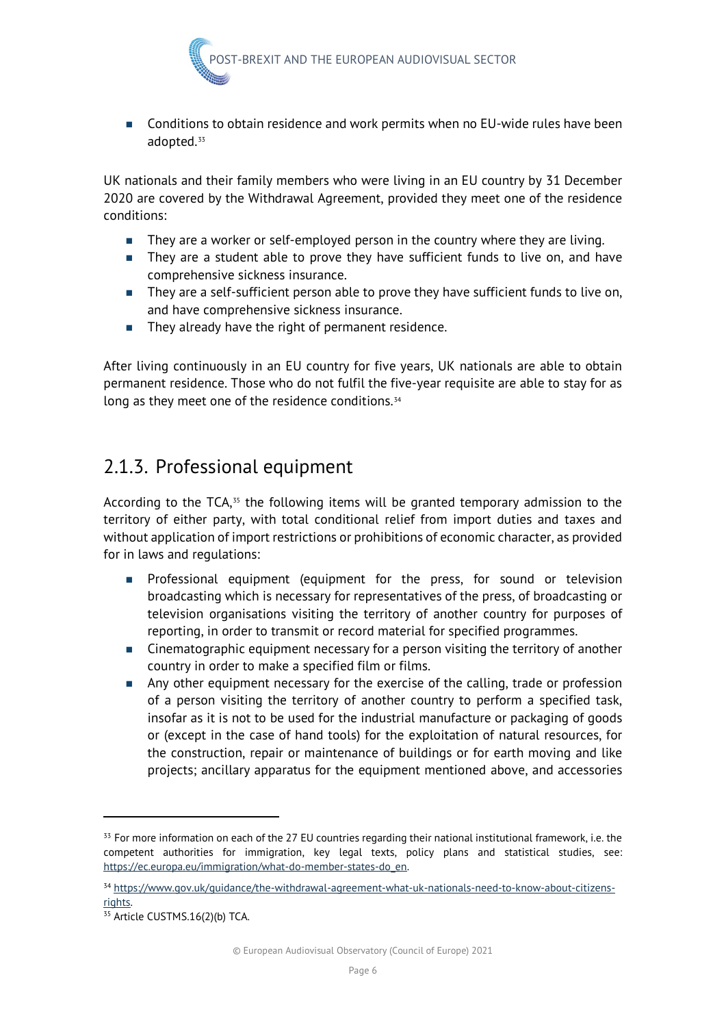- Conditions to obtain residence and work permits when no EU-wide rules have been adopted.[33]

UK nationals and their family members who were living in an EU country by 31 December 2020 are covered by the Withdrawal Agreement, provided they meet one of the residence conditions:

- They are a worker or self-employed person in the country where they are living.
- They are a student able to prove they have sufficient funds to live on, and have comprehensive sickness insurance.
- They are a self-sufficient person able to prove they have sufficient funds to live on, and have comprehensive sickness insurance.
- They already have the right of permanent residence.

After living continuously in an EU country for five years, UK nationals are able to obtain permanent residence. Those who do not fulfil the five-year requisite are able to stay for as long as they meet one of the residence conditions.[34]

## 2.1.3. Professional equipment

According to the TCA,[35] the following items will be granted temporary admission to the territory of either party, with total conditional relief from import duties and taxes and without application of import restrictions or prohibitions of economic character, as provided for in laws and regulations:

- Professional equipment (equipment for the press, for sound or television broadcasting which is necessary for representatives of the press, of broadcasting or television organisations visiting the territory of another country for purposes of reporting, in order to transmit or record material for specified programmes.
- Cinematographic equipment necessary for a person visiting the territory of another country in order to make a specified film or films.
- Any other equipment necessary for the exercise of the calling, trade or profession of a person visiting the territory of another country to perform a specified task, insofar as it is not to be used for the industrial manufacture or packaging of goods or (except in the case of hand tools) for the exploitation of natural resources, for the construction, repair or maintenance of buildings or for earth moving and like projects; ancillary apparatus for the equipment mentioned above, and accessories

---

[33] For more information on each of the 27 EU countries regarding their national institutional framework, i.e. the competent authorities for immigration, key legal texts, policy plans and statistical studies, see: https://ec.europa.eu/immigration/what-do-member-states-do_en.

[34] https://www.gov.uk/guidance/the-withdrawal-agreement-what-uk-nationals-need-to-know-about-citizens-rights.

[35] Article CUSTMS.16(2)(b) TCA.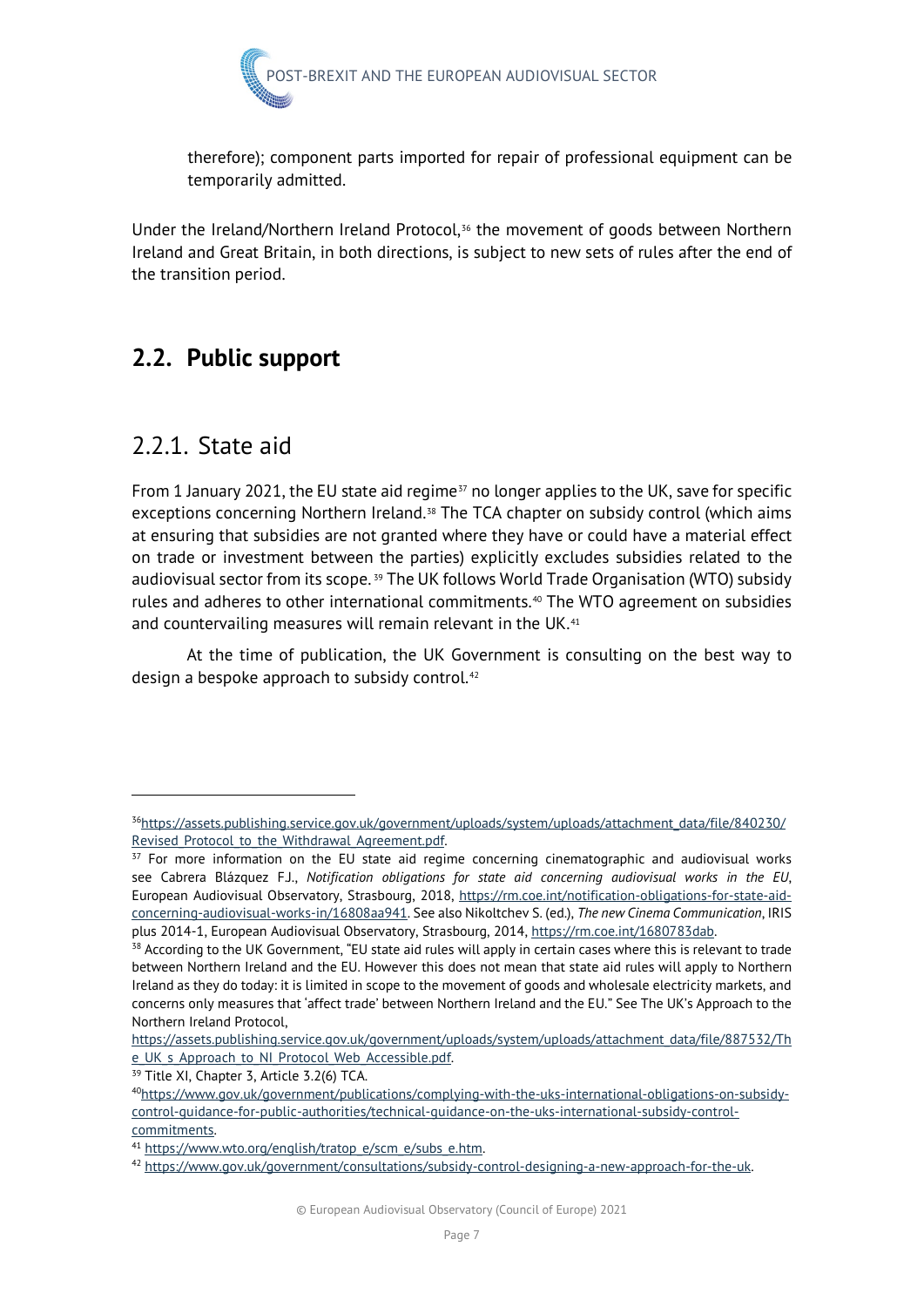therefore); component parts imported for repair of professional equipment can be temporarily admitted.

Under the Ireland/Northern Ireland Protocol,[36] the movement of goods between Northern Ireland and Great Britain, in both directions, is subject to new sets of rules after the end of the transition period.

## 2.2. Public support

### 2.2.1. State aid

From 1 January 2021, the EU state aid regime[37] no longer applies to the UK, save for specific exceptions concerning Northern Ireland.[38] The TCA chapter on subsidy control (which aims at ensuring that subsidies are not granted where they have or could have a material effect on trade or investment between the parties) explicitly excludes subsidies related to the audiovisual sector from its scope.[39] The UK follows World Trade Organisation (WTO) subsidy rules and adheres to other international commitments.[40] The WTO agreement on subsidies and countervailing measures will remain relevant in the UK.[41]

At the time of publication, the UK Government is consulting on the best way to design a bespoke approach to subsidy control.[42]

---

[36] https://assets.publishing.service.gov.uk/government/uploads/system/uploads/attachment_data/file/840230/Revised_Protocol_to_the_Withdrawal_Agreement.pdf.

[37] For more information on the EU state aid regime concerning cinematographic and audiovisual works see Cabrera Blázquez F.J., *Notification obligations for state aid concerning audiovisual works in the EU*, European Audiovisual Observatory, Strasbourg, 2018, https://rm.coe.int/notification-obligations-for-state-aid-concerning-audiovisual-works-in/16808aa941. See also Nikoltchev S. (ed.), *The new Cinema Communication*, IRIS plus 2014-1, European Audiovisual Observatory, Strasbourg, 2014, https://rm.coe.int/1680783dab.

[38] According to the UK Government, "EU state aid rules will apply in certain cases where this is relevant to trade between Northern Ireland and the EU. However this does not mean that state aid rules will apply to Northern Ireland as they do today: it is limited in scope to the movement of goods and wholesale electricity markets, and concerns only measures that 'affect trade' between Northern Ireland and the EU." See The UK's Approach to the Northern Ireland Protocol, https://assets.publishing.service.gov.uk/government/uploads/system/uploads/attachment_data/file/887532/The_UK_s_Approach_to_NI_Protocol_Web_Accessible.pdf.

[39] Title XI, Chapter 3, Article 3.2(6) TCA.

[40] https://www.gov.uk/government/publications/complying-with-the-uks-international-obligations-on-subsidy-control-guidance-for-public-authorities/technical-guidance-on-the-uks-international-subsidy-control-commitments.

[41] https://www.wto.org/english/tratop_e/scm_e/subs_e.htm.

[42] https://www.gov.uk/government/consultations/subsidy-control-designing-a-new-approach-for-the-uk.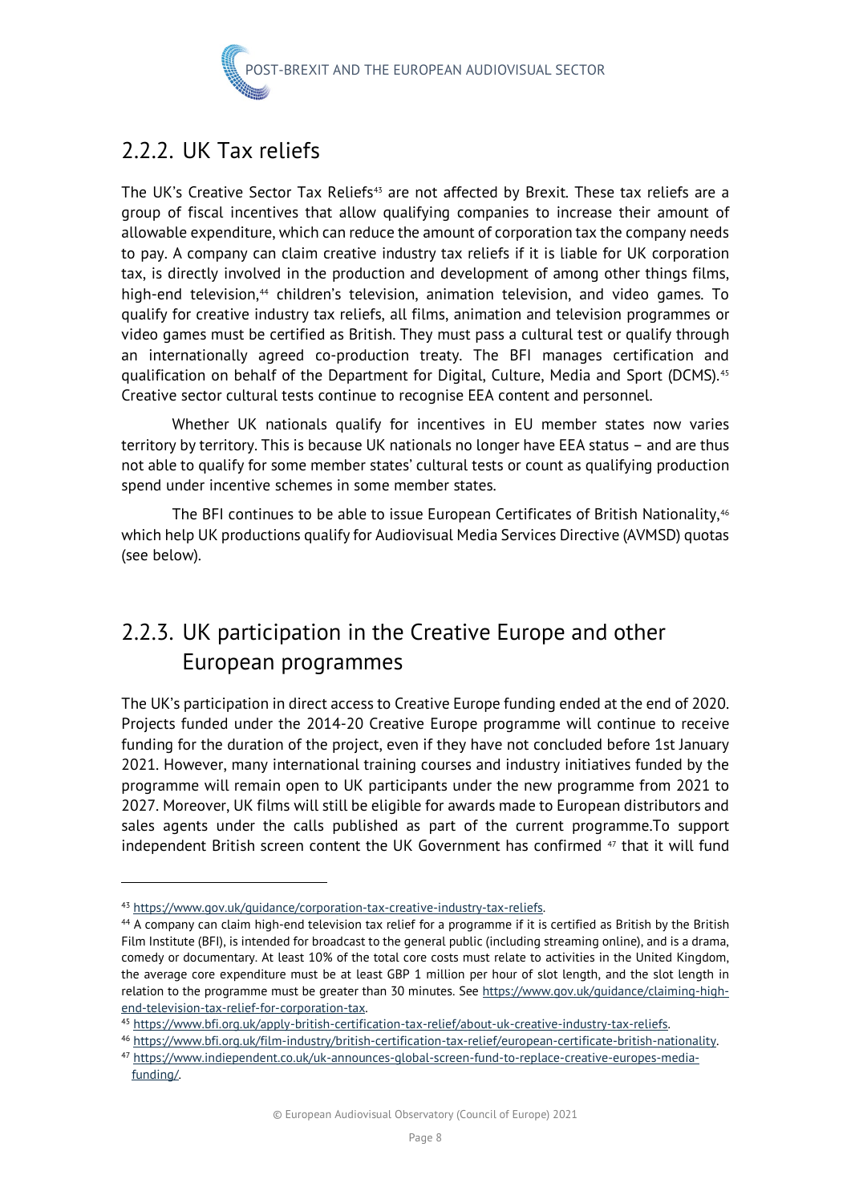## 2.2.2. UK Tax reliefs

The UK's Creative Sector Tax Reliefs[43] are not affected by Brexit. These tax reliefs are a group of fiscal incentives that allow qualifying companies to increase their amount of allowable expenditure, which can reduce the amount of corporation tax the company needs to pay. A company can claim creative industry tax reliefs if it is liable for UK corporation tax, is directly involved in the production and development of among other things films, high-end television,[44] children's television, animation television, and video games. To qualify for creative industry tax reliefs, all films, animation and television programmes or video games must be certified as British. They must pass a cultural test or qualify through an internationally agreed co-production treaty. The BFI manages certification and qualification on behalf of the Department for Digital, Culture, Media and Sport (DCMS).[45] Creative sector cultural tests continue to recognise EEA content and personnel.

Whether UK nationals qualify for incentives in EU member states now varies territory by territory. This is because UK nationals no longer have EEA status – and are thus not able to qualify for some member states' cultural tests or count as qualifying production spend under incentive schemes in some member states.

The BFI continues to be able to issue European Certificates of British Nationality,[46] which help UK productions qualify for Audiovisual Media Services Directive (AVMSD) quotas (see below).

## 2.2.3. UK participation in the Creative Europe and other European programmes

The UK's participation in direct access to Creative Europe funding ended at the end of 2020. Projects funded under the 2014-20 Creative Europe programme will continue to receive funding for the duration of the project, even if they have not concluded before 1st January 2021. However, many international training courses and industry initiatives funded by the programme will remain open to UK participants under the new programme from 2021 to 2027. Moreover, UK films will still be eligible for awards made to European distributors and sales agents under the calls published as part of the current programme.To support independent British screen content the UK Government has confirmed [47] that it will fund

---

[43] https://www.gov.uk/guidance/corporation-tax-creative-industry-tax-reliefs.

[44] A company can claim high-end television tax relief for a programme if it is certified as British by the British Film Institute (BFI), is intended for broadcast to the general public (including streaming online), and is a drama, comedy or documentary. At least 10% of the total core costs must relate to activities in the United Kingdom, the average core expenditure must be at least GBP 1 million per hour of slot length, and the slot length in relation to the programme must be greater than 30 minutes. See https://www.gov.uk/guidance/claiming-high-end-television-tax-relief-for-corporation-tax.

[45] https://www.bfi.org.uk/apply-british-certification-tax-relief/about-uk-creative-industry-tax-reliefs.

[46] https://www.bfi.org.uk/film-industry/british-certification-tax-relief/european-certificate-british-nationality.

[47] https://www.indiependent.co.uk/uk-announces-global-screen-fund-to-replace-creative-europes-media-funding/.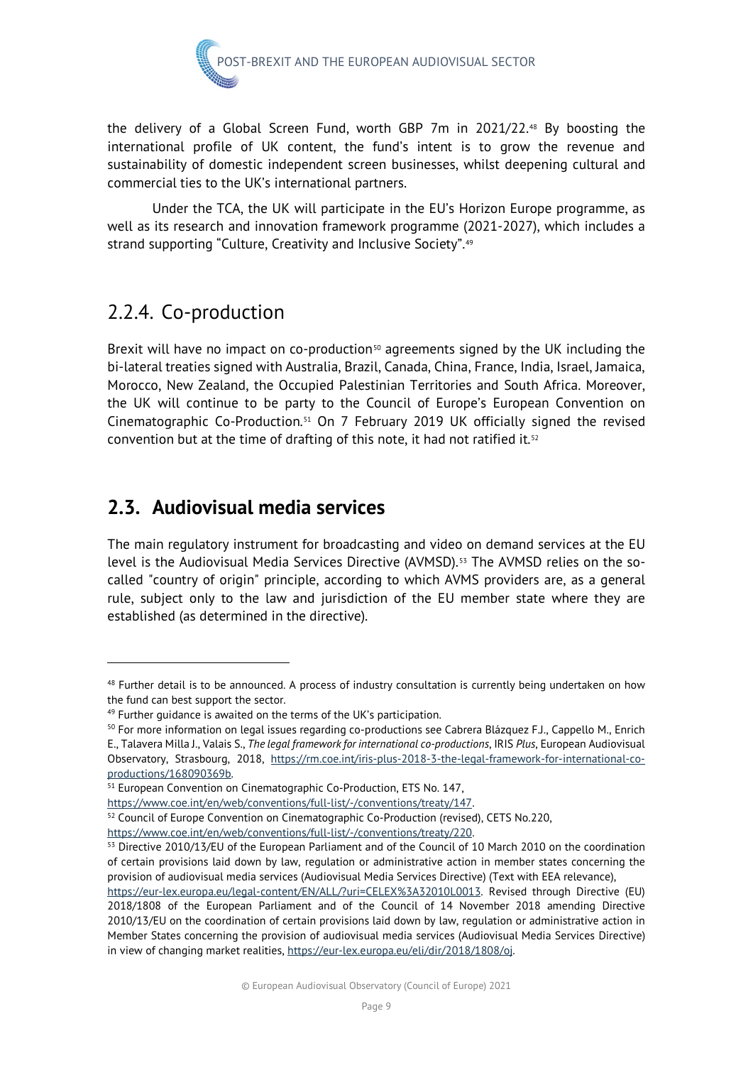the delivery of a Global Screen Fund, worth GBP 7m in 2021/22.[48] By boosting the international profile of UK content, the fund's intent is to grow the revenue and sustainability of domestic independent screen businesses, whilst deepening cultural and commercial ties to the UK's international partners.

Under the TCA, the UK will participate in the EU's Horizon Europe programme, as well as its research and innovation framework programme (2021-2027), which includes a strand supporting "Culture, Creativity and Inclusive Society".[49]

### 2.2.4. Co-production

Brexit will have no impact on co-production[50] agreements signed by the UK including the bi-lateral treaties signed with Australia, Brazil, Canada, China, France, India, Israel, Jamaica, Morocco, New Zealand, the Occupied Palestinian Territories and South Africa. Moreover, the UK will continue to be party to the Council of Europe's European Convention on Cinematographic Co-Production.[51] On 7 February 2019 UK officially signed the revised convention but at the time of drafting of this note, it had not ratified it.[52]

## 2.3. Audiovisual media services

The main regulatory instrument for broadcasting and video on demand services at the EU level is the Audiovisual Media Services Directive (AVMSD).[53] The AVMSD relies on the so-called "country of origin" principle, according to which AVMS providers are, as a general rule, subject only to the law and jurisdiction of the EU member state where they are established (as determined in the directive).

---

[48] Further detail is to be announced. A process of industry consultation is currently being undertaken on how the fund can best support the sector.

[49] Further guidance is awaited on the terms of the UK's participation.

[50] For more information on legal issues regarding co-productions see Cabrera Blázquez F.J., Cappello M., Enrich E., Talavera Milla J., Valais S., *The legal framework for international co-productions*, IRIS *Plus*, European Audiovisual Observatory, Strasbourg, 2018, https://rm.coe.int/iris-plus-2018-3-the-legal-framework-for-international-co-productions/168090369b.

[51] European Convention on Cinematographic Co-Production, ETS No. 147, https://www.coe.int/en/web/conventions/full-list/-/conventions/treaty/147.

[52] Council of Europe Convention on Cinematographic Co-Production (revised), CETS No.220, https://www.coe.int/en/web/conventions/full-list/-/conventions/treaty/220.

[53] Directive 2010/13/EU of the European Parliament and of the Council of 10 March 2010 on the coordination of certain provisions laid down by law, regulation or administrative action in member states concerning the provision of audiovisual media services (Audiovisual Media Services Directive) (Text with EEA relevance), https://eur-lex.europa.eu/legal-content/EN/ALL/?uri=CELEX%3A32010L0013. Revised through Directive (EU) 2018/1808 of the European Parliament and of the Council of 14 November 2018 amending Directive 2010/13/EU on the coordination of certain provisions laid down by law, regulation or administrative action in Member States concerning the provision of audiovisual media services (Audiovisual Media Services Directive) in view of changing market realities, https://eur-lex.europa.eu/eli/dir/2018/1808/oj.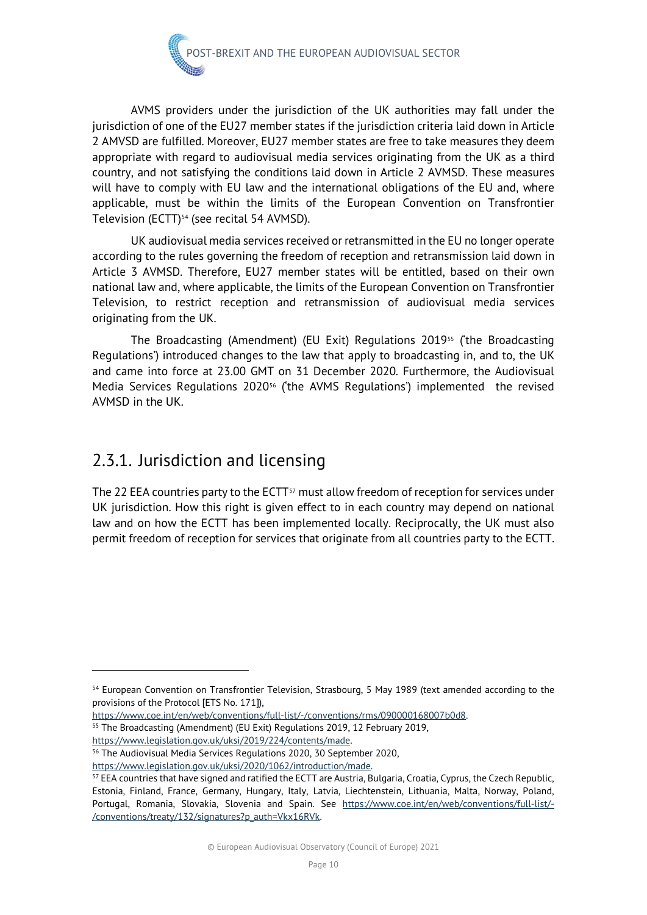AVMS providers under the jurisdiction of the UK authorities may fall under the jurisdiction of one of the EU27 member states if the jurisdiction criteria laid down in Article 2 AMVSD are fulfilled. Moreover, EU27 member states are free to take measures they deem appropriate with regard to audiovisual media services originating from the UK as a third country, and not satisfying the conditions laid down in Article 2 AVMSD. These measures will have to comply with EU law and the international obligations of the EU and, where applicable, must be within the limits of the European Convention on Transfrontier Television (ECTT)[54] (see recital 54 AVMSD).

UK audiovisual media services received or retransmitted in the EU no longer operate according to the rules governing the freedom of reception and retransmission laid down in Article 3 AVMSD. Therefore, EU27 member states will be entitled, based on their own national law and, where applicable, the limits of the European Convention on Transfrontier Television, to restrict reception and retransmission of audiovisual media services originating from the UK.

The Broadcasting (Amendment) (EU Exit) Regulations 2019[55] ('the Broadcasting Regulations') introduced changes to the law that apply to broadcasting in, and to, the UK and came into force at 23.00 GMT on 31 December 2020. Furthermore, the Audiovisual Media Services Regulations 2020[56] ('the AVMS Regulations') implemented the revised AVMSD in the UK.

## 2.3.1. Jurisdiction and licensing

The 22 EEA countries party to the ECTT[57] must allow freedom of reception for services under UK jurisdiction. How this right is given effect to in each country may depend on national law and on how the ECTT has been implemented locally. Reciprocally, the UK must also permit freedom of reception for services that originate from all countries party to the ECTT.

---

[54] European Convention on Transfrontier Television, Strasbourg, 5 May 1989 (text amended according to the provisions of the Protocol [ETS No. 171]), https://www.coe.int/en/web/conventions/full-list/-/conventions/rms/090000168007b0d8.

[55] The Broadcasting (Amendment) (EU Exit) Regulations 2019, 12 February 2019, https://www.legislation.gov.uk/uksi/2019/224/contents/made.

[56] The Audiovisual Media Services Regulations 2020, 30 September 2020, https://www.legislation.gov.uk/uksi/2020/1062/introduction/made.

[57] EEA countries that have signed and ratified the ECTT are Austria, Bulgaria, Croatia, Cyprus, the Czech Republic, Estonia, Finland, France, Germany, Hungary, Italy, Latvia, Liechtenstein, Lithuania, Malta, Norway, Poland, Portugal, Romania, Slovakia, Slovenia and Spain. See https://www.coe.int/en/web/conventions/full-list/-/conventions/treaty/132/signatures?p_auth=Vkx16RVk.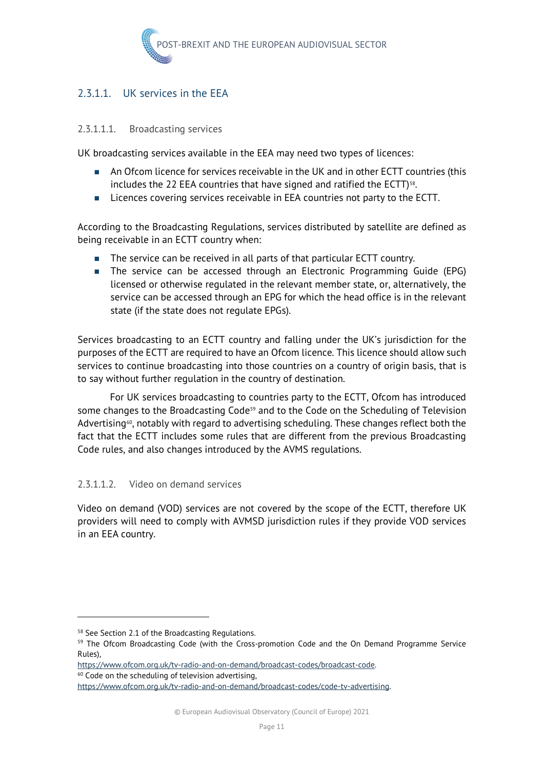### 2.3.1.1. UK services in the EEA

#### 2.3.1.1.1. Broadcasting services

UK broadcasting services available in the EEA may need two types of licences:

- An Ofcom licence for services receivable in the UK and in other ECTT countries (this includes the 22 EEA countries that have signed and ratified the ECTT)[58].
- Licences covering services receivable in EEA countries not party to the ECTT.

According to the Broadcasting Regulations, services distributed by satellite are defined as being receivable in an ECTT country when:

- The service can be received in all parts of that particular ECTT country.
- The service can be accessed through an Electronic Programming Guide (EPG) licensed or otherwise regulated in the relevant member state, or, alternatively, the service can be accessed through an EPG for which the head office is in the relevant state (if the state does not regulate EPGs).

Services broadcasting to an ECTT country and falling under the UK's jurisdiction for the purposes of the ECTT are required to have an Ofcom licence. This licence should allow such services to continue broadcasting into those countries on a country of origin basis, that is to say without further regulation in the country of destination.

For UK services broadcasting to countries party to the ECTT, Ofcom has introduced some changes to the Broadcasting Code[59] and to the Code on the Scheduling of Television Advertising[60], notably with regard to advertising scheduling. These changes reflect both the fact that the ECTT includes some rules that are different from the previous Broadcasting Code rules, and also changes introduced by the AVMS regulations.

#### 2.3.1.1.2. Video on demand services

Video on demand (VOD) services are not covered by the scope of the ECTT, therefore UK providers will need to comply with AVMSD jurisdiction rules if they provide VOD services in an EEA country.

---

[58] See Section 2.1 of the Broadcasting Regulations.

[59] The Ofcom Broadcasting Code (with the Cross-promotion Code and the On Demand Programme Service Rules), https://www.ofcom.org.uk/tv-radio-and-on-demand/broadcast-codes/broadcast-code.

[60] Code on the scheduling of television advertising, https://www.ofcom.org.uk/tv-radio-and-on-demand/broadcast-codes/code-tv-advertising.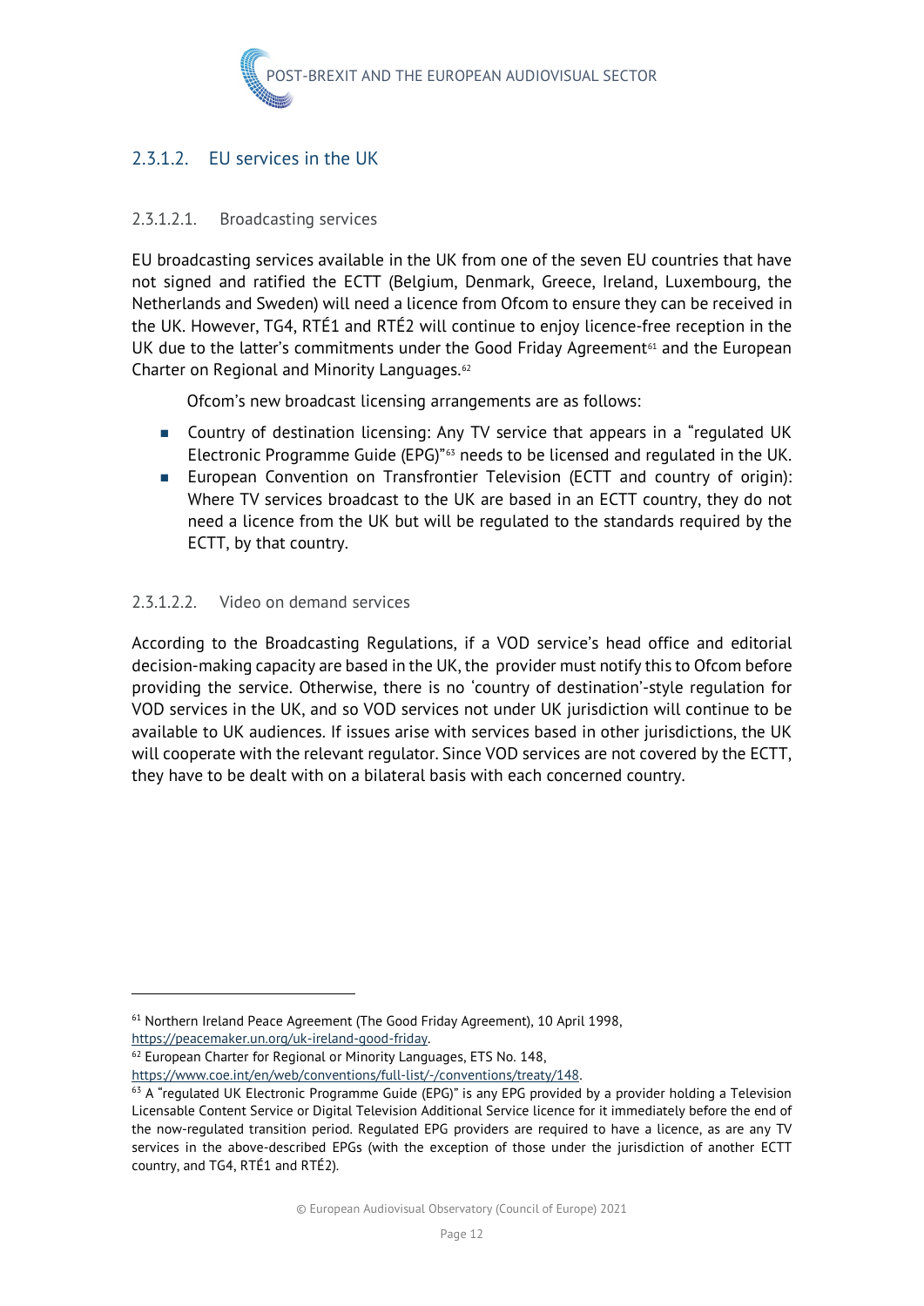### 2.3.1.2. EU services in the UK

#### 2.3.1.2.1. Broadcasting services

EU broadcasting services available in the UK from one of the seven EU countries that have not signed and ratified the ECTT (Belgium, Denmark, Greece, Ireland, Luxembourg, the Netherlands and Sweden) will need a licence from Ofcom to ensure they can be received in the UK. However, TG4, RTÉ1 and RTÉ2 will continue to enjoy licence-free reception in the UK due to the latter's commitments under the Good Friday Agreement[61] and the European Charter on Regional and Minority Languages.[62]

Ofcom's new broadcast licensing arrangements are as follows:

- Country of destination licensing: Any TV service that appears in a "regulated UK Electronic Programme Guide (EPG)"[63] needs to be licensed and regulated in the UK.
- European Convention on Transfrontier Television (ECTT and country of origin): Where TV services broadcast to the UK are based in an ECTT country, they do not need a licence from the UK but will be regulated to the standards required by the ECTT, by that country.

#### 2.3.1.2.2. Video on demand services

According to the Broadcasting Regulations, if a VOD service's head office and editorial decision-making capacity are based in the UK, the provider must notify this to Ofcom before providing the service. Otherwise, there is no 'country of destination'-style regulation for VOD services in the UK, and so VOD services not under UK jurisdiction will continue to be available to UK audiences. If issues arise with services based in other jurisdictions, the UK will cooperate with the relevant regulator. Since VOD services are not covered by the ECTT, they have to be dealt with on a bilateral basis with each concerned country.

---

[61] Northern Ireland Peace Agreement (The Good Friday Agreement), 10 April 1998, https://peacemaker.un.org/uk-ireland-good-friday.

[62] European Charter for Regional or Minority Languages, ETS No. 148, https://www.coe.int/en/web/conventions/full-list/-/conventions/treaty/148.

[63] A "regulated UK Electronic Programme Guide (EPG)" is any EPG provided by a provider holding a Television Licensable Content Service or Digital Television Additional Service licence for it immediately before the end of the now-regulated transition period. Regulated EPG providers are required to have a licence, as are any TV services in the above-described EPGs (with the exception of those under the jurisdiction of another ECTT country, and TG4, RTÉ1 and RTÉ2).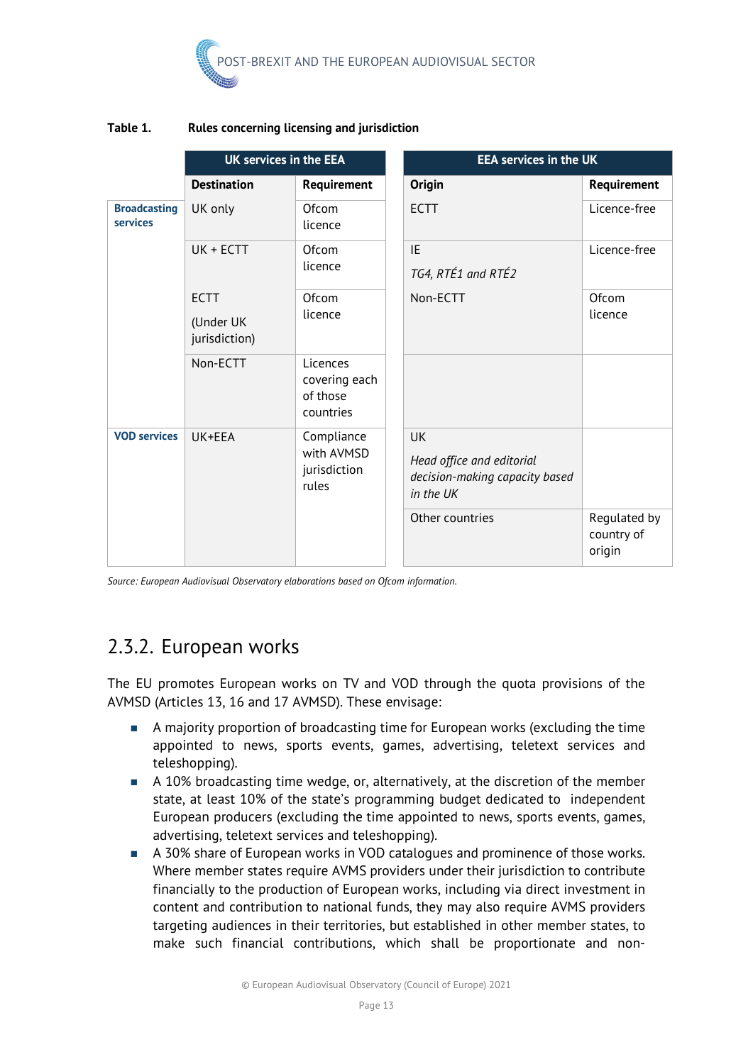**Table 1. Rules concerning licensing and jurisdiction**

| | UK services in the EEA | | EEA services in the UK | |
|---|---|---|---|---|
| | **Destination** | **Requirement** | **Origin** | **Requirement** |
| **Broadcasting services** | UK only | Ofcom licence | ECTT | Licence-free |
| | UK + ECTT | Ofcom licence | IE<br>*TG4, RTÉ1 and RTÉ2* | Licence-free |
| | ECTT<br>(Under UK jurisdiction) | Ofcom licence | Non-ECTT | Ofcom licence |
| | Non-ECTT | Licences covering each of those countries | | |
| **VOD services** | UK+EEA | Compliance with AVMSD jurisdiction rules | UK<br>*Head office and editorial decision-making capacity based in the UK* | |
| | | | Other countries | Regulated by country of origin |

*Source: European Audiovisual Observatory elaborations based on Ofcom information.*

## 2.3.2. European works

The EU promotes European works on TV and VOD through the quota provisions of the AVMSD (Articles 13, 16 and 17 AVMSD). These envisage:

- A majority proportion of broadcasting time for European works (excluding the time appointed to news, sports events, games, advertising, teletext services and teleshopping).
- A 10% broadcasting time wedge, or, alternatively, at the discretion of the member state, at least 10% of the state's programming budget dedicated to independent European producers (excluding the time appointed to news, sports events, games, advertising, teletext services and teleshopping).
- A 30% share of European works in VOD catalogues and prominence of those works. Where member states require AVMS providers under their jurisdiction to contribute financially to the production of European works, including via direct investment in content and contribution to national funds, they may also require AVMS providers targeting audiences in their territories, but established in other member states, to make such financial contributions, which shall be proportionate and non-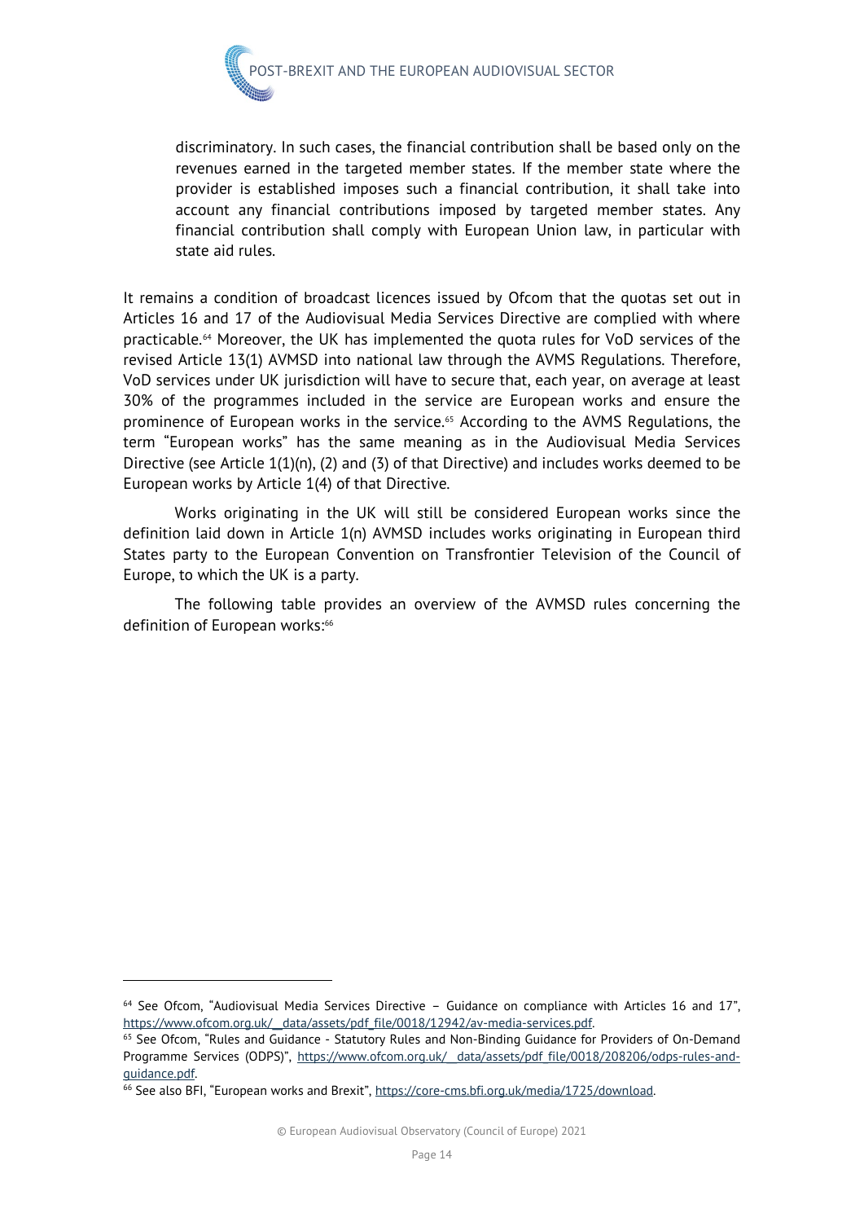> discriminatory. In such cases, the financial contribution shall be based only on the revenues earned in the targeted member states. If the member state where the provider is established imposes such a financial contribution, it shall take into account any financial contributions imposed by targeted member states. Any financial contribution shall comply with European Union law, in particular with state aid rules.

It remains a condition of broadcast licences issued by Ofcom that the quotas set out in Articles 16 and 17 of the Audiovisual Media Services Directive are complied with where practicable.[64] Moreover, the UK has implemented the quota rules for VoD services of the revised Article 13(1) AVMSD into national law through the AVMS Regulations. Therefore, VoD services under UK jurisdiction will have to secure that, each year, on average at least 30% of the programmes included in the service are European works and ensure the prominence of European works in the service.[65] According to the AVMS Regulations, the term "European works" has the same meaning as in the Audiovisual Media Services Directive (see Article 1(1)(n), (2) and (3) of that Directive) and includes works deemed to be European works by Article 1(4) of that Directive.

Works originating in the UK will still be considered European works since the definition laid down in Article 1(n) AVMSD includes works originating in European third States party to the European Convention on Transfrontier Television of the Council of Europe, to which the UK is a party.

The following table provides an overview of the AVMSD rules concerning the definition of European works:[66]

---

[64] See Ofcom, "Audiovisual Media Services Directive – Guidance on compliance with Articles 16 and 17", https://www.ofcom.org.uk/__data/assets/pdf_file/0018/12942/av-media-services.pdf.

[65] See Ofcom, "Rules and Guidance - Statutory Rules and Non-Binding Guidance for Providers of On-Demand Programme Services (ODPS)", https://www.ofcom.org.uk/__data/assets/pdf_file/0018/208206/odps-rules-and-guidance.pdf.

[66] See also BFI, "European works and Brexit", https://core-cms.bfi.org.uk/media/1725/download.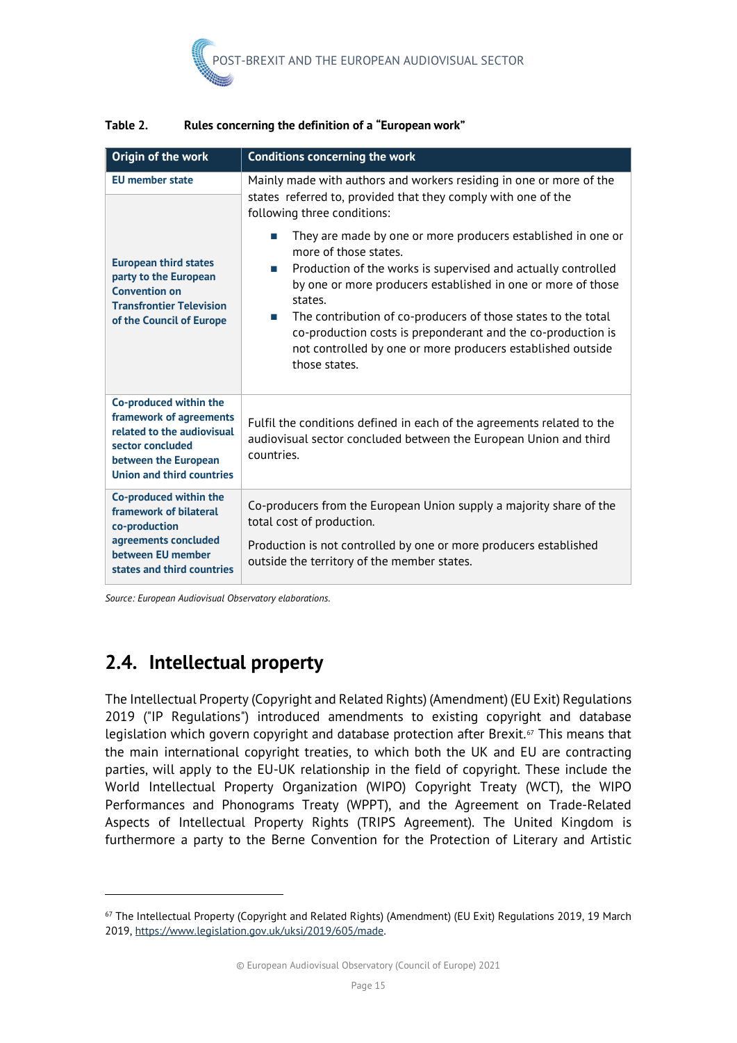**Table 2. Rules concerning the definition of a "European work"**

| Origin of the work | Conditions concerning the work |
|---|---|
| **EU member state**<br><br>**European third states party to the European Convention on Transfrontier Television of the Council of Europe** | Mainly made with authors and workers residing in one or more of the states referred to, provided that they comply with one of the following three conditions:<br>■ They are made by one or more producers established in one or more of those states.<br>■ Production of the works is supervised and actually controlled by one or more producers established in one or more of those states.<br>■ The contribution of co-producers of those states to the total co-production costs is preponderant and the co-production is not controlled by one or more producers established outside those states. |
| **Co-produced within the framework of agreements related to the audiovisual sector concluded between the European Union and third countries** | Fulfil the conditions defined in each of the agreements related to the audiovisual sector concluded between the European Union and third countries. |
| **Co-produced within the framework of bilateral co-production agreements concluded between EU member states and third countries** | Co-producers from the European Union supply a majority share of the total cost of production.<br>Production is not controlled by one or more producers established outside the territory of the member states. |

*Source: European Audiovisual Observatory elaborations.*

## 2.4. Intellectual property

The Intellectual Property (Copyright and Related Rights) (Amendment) (EU Exit) Regulations 2019 ("IP Regulations") introduced amendments to existing copyright and database legislation which govern copyright and database protection after Brexit.[67] This means that the main international copyright treaties, to which both the UK and EU are contracting parties, will apply to the EU-UK relationship in the field of copyright. These include the World Intellectual Property Organization (WIPO) Copyright Treaty (WCT), the WIPO Performances and Phonograms Treaty (WPPT), and the Agreement on Trade-Related Aspects of Intellectual Property Rights (TRIPS Agreement). The United Kingdom is furthermore a party to the Berne Convention for the Protection of Literary and Artistic

[67] The Intellectual Property (Copyright and Related Rights) (Amendment) (EU Exit) Regulations 2019, 19 March 2019, https://www.legislation.gov.uk/uksi/2019/605/made.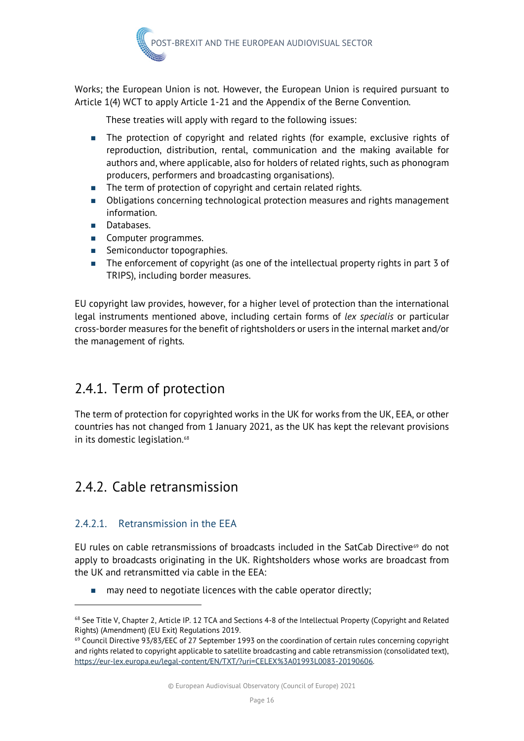Works; the European Union is not. However, the European Union is required pursuant to Article 1(4) WCT to apply Article 1-21 and the Appendix of the Berne Convention.

These treaties will apply with regard to the following issues:

- The protection of copyright and related rights (for example, exclusive rights of reproduction, distribution, rental, communication and the making available for authors and, where applicable, also for holders of related rights, such as phonogram producers, performers and broadcasting organisations).
- The term of protection of copyright and certain related rights.
- Obligations concerning technological protection measures and rights management information.
- Databases.
- Computer programmes.
- Semiconductor topographies.
- The enforcement of copyright (as one of the intellectual property rights in part 3 of TRIPS), including border measures.

EU copyright law provides, however, for a higher level of protection than the international legal instruments mentioned above, including certain forms of *lex specialis* or particular cross-border measures for the benefit of rightsholders or users in the internal market and/or the management of rights.

## 2.4.1. Term of protection

The term of protection for copyrighted works in the UK for works from the UK, EEA, or other countries has not changed from 1 January 2021, as the UK has kept the relevant provisions in its domestic legislation.[68]

## 2.4.2. Cable retransmission

### 2.4.2.1. Retransmission in the EEA

EU rules on cable retransmissions of broadcasts included in the SatCab Directive[69] do not apply to broadcasts originating in the UK. Rightsholders whose works are broadcast from the UK and retransmitted via cable in the EEA:

- may need to negotiate licences with the cable operator directly;

---

[68] See Title V, Chapter 2, Article IP. 12 TCA and Sections 4-8 of the Intellectual Property (Copyright and Related Rights) (Amendment) (EU Exit) Regulations 2019.

[69] Council Directive 93/83/EEC of 27 September 1993 on the coordination of certain rules concerning copyright and rights related to copyright applicable to satellite broadcasting and cable retransmission (consolidated text), https://eur-lex.europa.eu/legal-content/EN/TXT/?uri=CELEX%3A01993L0083-20190606.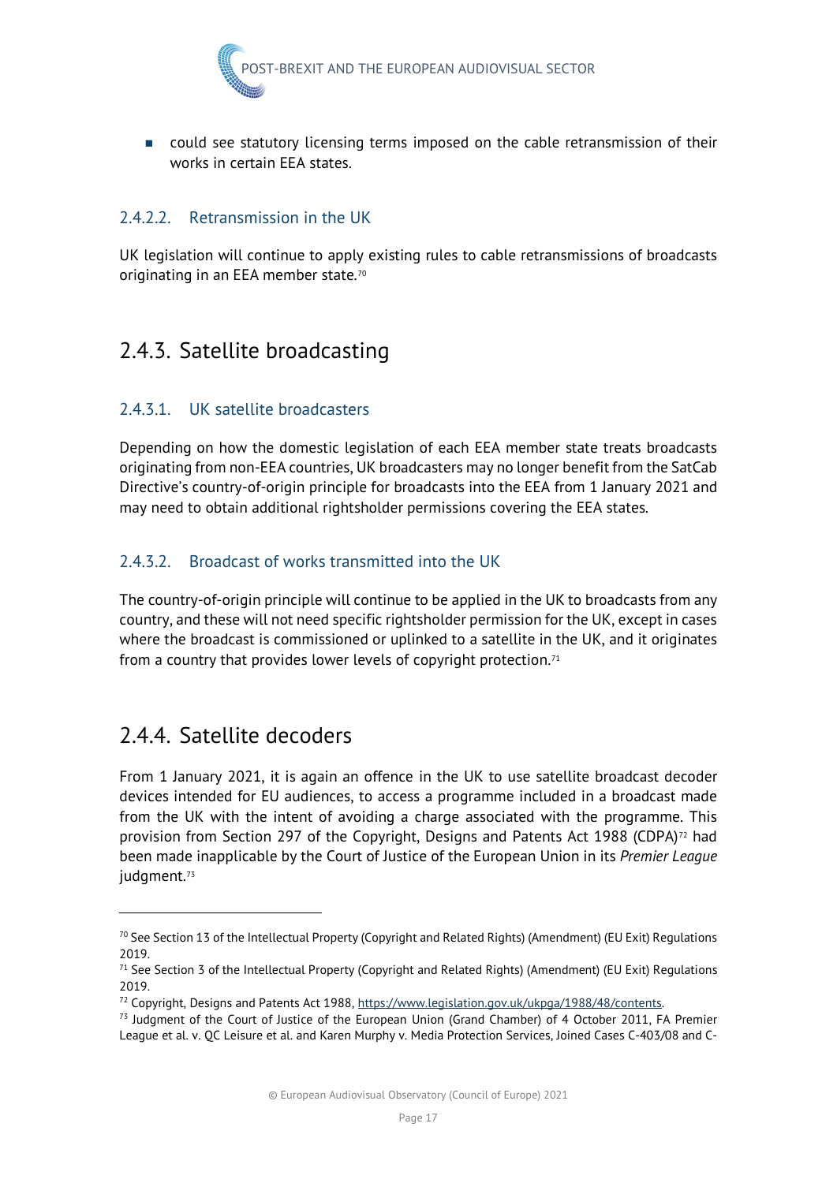- could see statutory licensing terms imposed on the cable retransmission of their works in certain EEA states.

#### 2.4.2.2. Retransmission in the UK

UK legislation will continue to apply existing rules to cable retransmissions of broadcasts originating in an EEA member state.[70]

### 2.4.3. Satellite broadcasting

#### 2.4.3.1. UK satellite broadcasters

Depending on how the domestic legislation of each EEA member state treats broadcasts originating from non-EEA countries, UK broadcasters may no longer benefit from the SatCab Directive's country-of-origin principle for broadcasts into the EEA from 1 January 2021 and may need to obtain additional rightsholder permissions covering the EEA states.

#### 2.4.3.2. Broadcast of works transmitted into the UK

The country-of-origin principle will continue to be applied in the UK to broadcasts from any country, and these will not need specific rightsholder permission for the UK, except in cases where the broadcast is commissioned or uplinked to a satellite in the UK, and it originates from a country that provides lower levels of copyright protection.[71]

### 2.4.4. Satellite decoders

From 1 January 2021, it is again an offence in the UK to use satellite broadcast decoder devices intended for EU audiences, to access a programme included in a broadcast made from the UK with the intent of avoiding a charge associated with the programme. This provision from Section 297 of the Copyright, Designs and Patents Act 1988 (CDPA)[72] had been made inapplicable by the Court of Justice of the European Union in its *Premier League* judgment.[73]

---

[70] See Section 13 of the Intellectual Property (Copyright and Related Rights) (Amendment) (EU Exit) Regulations 2019.

[71] See Section 3 of the Intellectual Property (Copyright and Related Rights) (Amendment) (EU Exit) Regulations 2019.

[72] Copyright, Designs and Patents Act 1988, https://www.legislation.gov.uk/ukpga/1988/48/contents.

[73] Judgment of the Court of Justice of the European Union (Grand Chamber) of 4 October 2011, FA Premier League et al. v. QC Leisure et al. and Karen Murphy v. Media Protection Services, Joined Cases C-403/08 and C-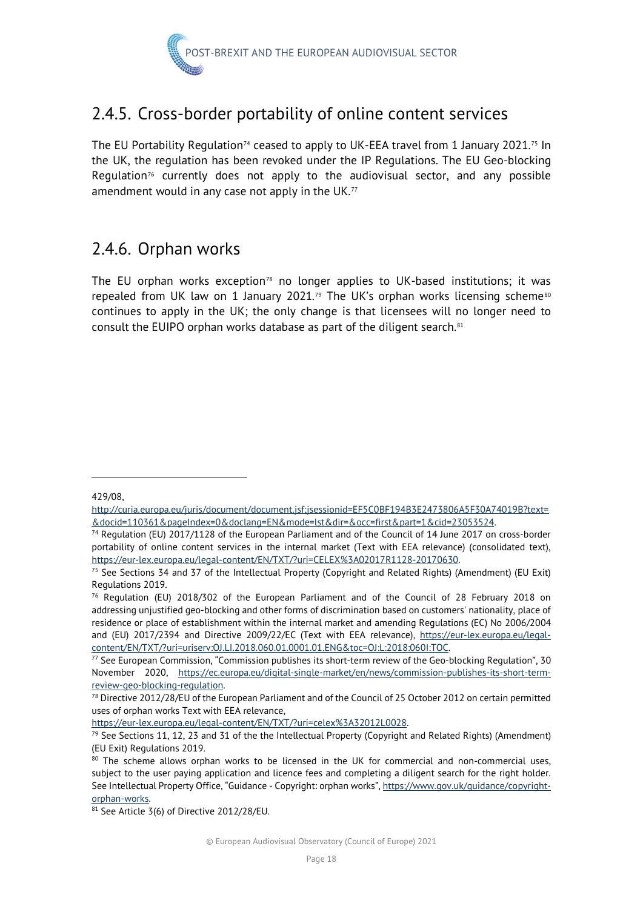## 2.4.5. Cross-border portability of online content services

The EU Portability Regulation[74] ceased to apply to UK-EEA travel from 1 January 2021.[75] In the UK, the regulation has been revoked under the IP Regulations. The EU Geo-blocking Regulation[76] currently does not apply to the audiovisual sector, and any possible amendment would in any case not apply in the UK.[77]

## 2.4.6. Orphan works

The EU orphan works exception[78] no longer applies to UK-based institutions; it was repealed from UK law on 1 January 2021.[79] The UK's orphan works licensing scheme[80] continues to apply in the UK; the only change is that licensees will no longer need to consult the EUIPO orphan works database as part of the diligent search.[81]

---

429/08, http://curia.europa.eu/juris/document/document.jsf;jsessionid=EF5C0BF194B3E2473806A5F30A74019B?text=&docid=110361&pageIndex=0&doclang=EN&mode=lst&dir=&occ=first&part=1&cid=23053524.

[74] Regulation (EU) 2017/1128 of the European Parliament and of the Council of 14 June 2017 on cross-border portability of online content services in the internal market (Text with EEA relevance) (consolidated text), https://eur-lex.europa.eu/legal-content/EN/TXT/?uri=CELEX%3A02017R1128-20170630.

[75] See Sections 34 and 37 of the Intellectual Property (Copyright and Related Rights) (Amendment) (EU Exit) Regulations 2019.

[76] Regulation (EU) 2018/302 of the European Parliament and of the Council of 28 February 2018 on addressing unjustified geo-blocking and other forms of discrimination based on customers' nationality, place of residence or place of establishment within the internal market and amending Regulations (EC) No 2006/2004 and (EU) 2017/2394 and Directive 2009/22/EC (Text with EEA relevance), https://eur-lex.europa.eu/legal-content/EN/TXT/?uri=uriserv:OJ.LI.2018.060.01.0001.01.ENG&toc=OJ:L:2018:060I:TOC.

[77] See European Commission, "Commission publishes its short-term review of the Geo-blocking Regulation", 30 November 2020, https://ec.europa.eu/digital-single-market/en/news/commission-publishes-its-short-term-review-geo-blocking-regulation.

[78] Directive 2012/28/EU of the European Parliament and of the Council of 25 October 2012 on certain permitted uses of orphan works Text with EEA relevance, https://eur-lex.europa.eu/legal-content/EN/TXT/?uri=celex%3A32012L0028.

[79] See Sections 11, 12, 23 and 31 of the the Intellectual Property (Copyright and Related Rights) (Amendment) (EU Exit) Regulations 2019.

[80] The scheme allows orphan works to be licensed in the UK for commercial and non-commercial uses, subject to the user paying application and licence fees and completing a diligent search for the right holder. See Intellectual Property Office, "Guidance - Copyright: orphan works", https://www.gov.uk/guidance/copyright-orphan-works.

[81] See Article 3(6) of Directive 2012/28/EU.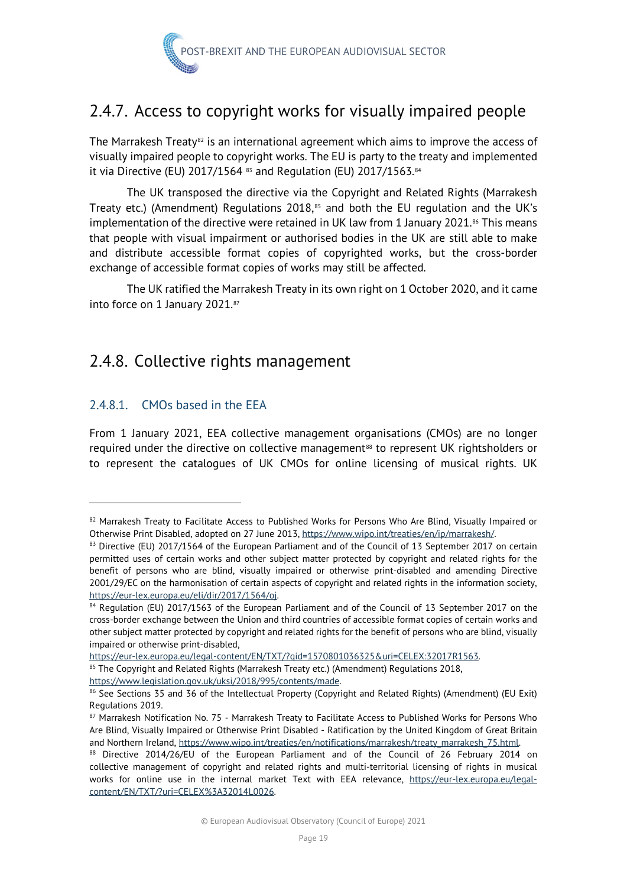## 2.4.7. Access to copyright works for visually impaired people

The Marrakesh Treaty[82] is an international agreement which aims to improve the access of visually impaired people to copyright works. The EU is party to the treaty and implemented it via Directive (EU) 2017/1564 [83] and Regulation (EU) 2017/1563.[84]

The UK transposed the directive via the Copyright and Related Rights (Marrakesh Treaty etc.) (Amendment) Regulations 2018,[85] and both the EU regulation and the UK's implementation of the directive were retained in UK law from 1 January 2021.[86] This means that people with visual impairment or authorised bodies in the UK are still able to make and distribute accessible format copies of copyrighted works, but the cross-border exchange of accessible format copies of works may still be affected.

The UK ratified the Marrakesh Treaty in its own right on 1 October 2020, and it came into force on 1 January 2021.[87]

## 2.4.8. Collective rights management

### 2.4.8.1. CMOs based in the EEA

From 1 January 2021, EEA collective management organisations (CMOs) are no longer required under the directive on collective management[88] to represent UK rightsholders or to represent the catalogues of UK CMOs for online licensing of musical rights. UK

---

[82] Marrakesh Treaty to Facilitate Access to Published Works for Persons Who Are Blind, Visually Impaired or Otherwise Print Disabled, adopted on 27 June 2013, https://www.wipo.int/treaties/en/ip/marrakesh/.

[83] Directive (EU) 2017/1564 of the European Parliament and of the Council of 13 September 2017 on certain permitted uses of certain works and other subject matter protected by copyright and related rights for the benefit of persons who are blind, visually impaired or otherwise print-disabled and amending Directive 2001/29/EC on the harmonisation of certain aspects of copyright and related rights in the information society, https://eur-lex.europa.eu/eli/dir/2017/1564/oj.

[84] Regulation (EU) 2017/1563 of the European Parliament and of the Council of 13 September 2017 on the cross-border exchange between the Union and third countries of accessible format copies of certain works and other subject matter protected by copyright and related rights for the benefit of persons who are blind, visually impaired or otherwise print-disabled, https://eur-lex.europa.eu/legal-content/EN/TXT/?qid=1570801036325&uri=CELEX:32017R1563.

[85] The Copyright and Related Rights (Marrakesh Treaty etc.) (Amendment) Regulations 2018, https://www.legislation.gov.uk/uksi/2018/995/contents/made.

[86] See Sections 35 and 36 of the Intellectual Property (Copyright and Related Rights) (Amendment) (EU Exit) Regulations 2019.

[87] Marrakesh Notification No. 75 - Marrakesh Treaty to Facilitate Access to Published Works for Persons Who Are Blind, Visually Impaired or Otherwise Print Disabled - Ratification by the United Kingdom of Great Britain and Northern Ireland, https://www.wipo.int/treaties/en/notifications/marrakesh/treaty_marrakesh_75.html.

[88] Directive 2014/26/EU of the European Parliament and of the Council of 26 February 2014 on collective management of copyright and related rights and multi-territorial licensing of rights in musical works for online use in the internal market Text with EEA relevance, https://eur-lex.europa.eu/legal-content/EN/TXT/?uri=CELEX%3A32014L0026.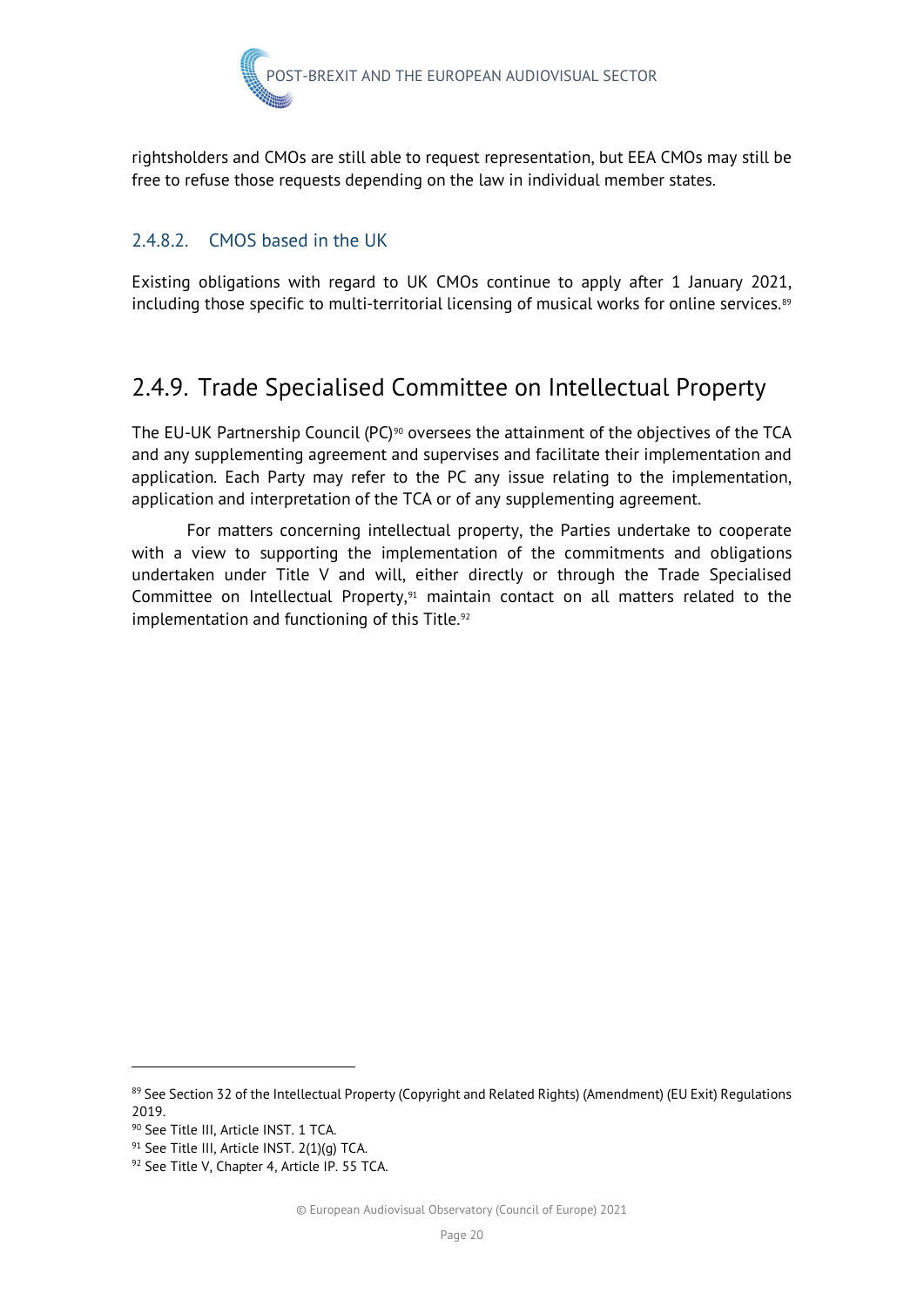rightsholders and CMOs are still able to request representation, but EEA CMOs may still be free to refuse those requests depending on the law in individual member states.

#### 2.4.8.2. CMOS based in the UK

Existing obligations with regard to UK CMOs continue to apply after 1 January 2021, including those specific to multi-territorial licensing of musical works for online services.[89]

### 2.4.9. Trade Specialised Committee on Intellectual Property

The EU-UK Partnership Council (PC)[90] oversees the attainment of the objectives of the TCA and any supplementing agreement and supervises and facilitate their implementation and application. Each Party may refer to the PC any issue relating to the implementation, application and interpretation of the TCA or of any supplementing agreement.

For matters concerning intellectual property, the Parties undertake to cooperate with a view to supporting the implementation of the commitments and obligations undertaken under Title V and will, either directly or through the Trade Specialised Committee on Intellectual Property,[91] maintain contact on all matters related to the implementation and functioning of this Title.[92]

---

[89] See Section 32 of the Intellectual Property (Copyright and Related Rights) (Amendment) (EU Exit) Regulations 2019.

[90] See Title III, Article INST. 1 TCA.

[91] See Title III, Article INST. 2(1)(g) TCA.

[92] See Title V, Chapter 4, Article IP. 55 TCA.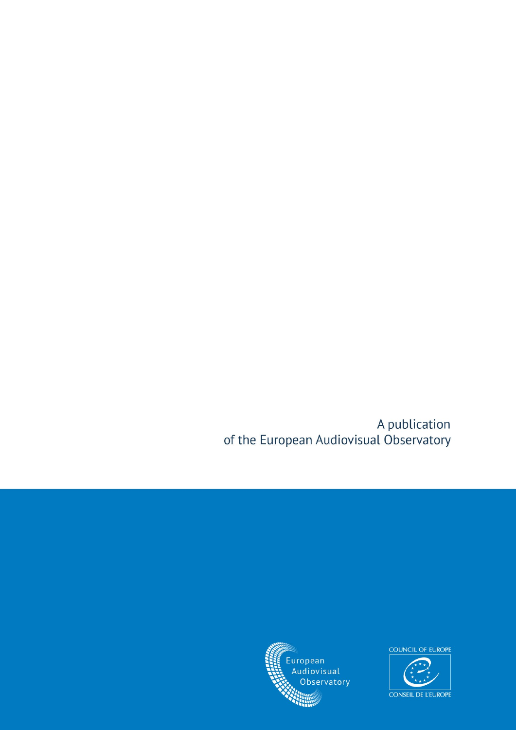A publication
of the European Audiovisual Observatory

European
Audiovisual
Observatory

COUNCIL OF EUROPE

CONSEIL DE L'EUROPE